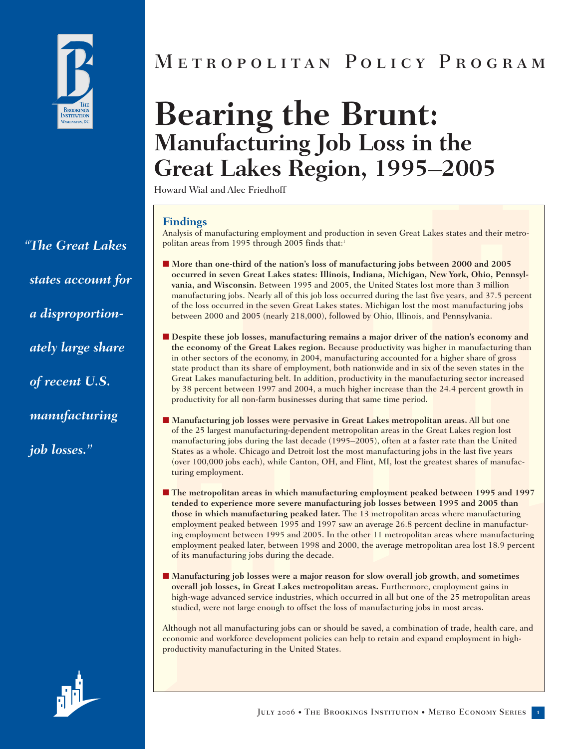# Metropolitan Policy Program

# Bearing the Brunt: Manufacturing Job Loss in the Great Lakes Region, 1995–2005

Howard Wial and Alec Friedhoff

*"The Great Lakes states account for a disproportionately large share of recent U.S. manufacturing job losses."*

## Findings

Analysis of manufacturing employment and production in seven Great Lakes states and their metropolitan areas from 1995 through 2005 finds that:[1]

- **More than one-third of the nation's loss of manufacturing jobs between 2000 and 2005 occurred in seven Great Lakes states: Illinois, Indiana, Michigan, New York, Ohio, Pennsylvania, and Wisconsin.** Between 1995 and 2005, the United States lost more than 3 million manufacturing jobs. Nearly all of this job loss occurred during the last five years, and 37.5 percent of the loss occurred in the seven Great Lakes states. Michigan lost the most manufacturing jobs between 2000 and 2005 (nearly 218,000), followed by Ohio, Illinois, and Pennsylvania.

- **Despite these job losses, manufacturing remains a major driver of the nation's economy and the economy of the Great Lakes region.** Because productivity was higher in manufacturing than in other sectors of the economy, in 2004, manufacturing accounted for a higher share of gross state product than its share of employment, both nationwide and in six of the seven states in the Great Lakes manufacturing belt. In addition, productivity in the manufacturing sector increased by 38 percent between 1997 and 2004, a much higher increase than the 24.4 percent growth in productivity for all non-farm businesses during that same time period.

- **Manufacturing job losses were pervasive in Great Lakes metropolitan areas.** All but one of the 25 largest manufacturing-dependent metropolitan areas in the Great Lakes region lost manufacturing jobs during the last decade (1995–2005), often at a faster rate than the United States as a whole. Chicago and Detroit lost the most manufacturing jobs in the last five years (over 100,000 jobs each), while Canton, OH, and Flint, MI, lost the greatest shares of manufacturing employment.

- **The metropolitan areas in which manufacturing employment peaked between 1995 and 1997 tended to experience more severe manufacturing job losses between 1995 and 2005 than those in which manufacturing peaked later.** The 13 metropolitan areas where manufacturing employment peaked between 1995 and 1997 saw an average 26.8 percent decline in manufacturing employment between 1995 and 2005. In the other 11 metropolitan areas where manufacturing employment peaked later, between 1998 and 2000, the average metropolitan area lost 18.9 percent of its manufacturing jobs during the decade.

- **Manufacturing job losses were a major reason for slow overall job growth, and sometimes overall job losses, in Great Lakes metropolitan areas.** Furthermore, employment gains in high-wage advanced service industries, which occurred in all but one of the 25 metropolitan areas studied, were not large enough to offset the loss of manufacturing jobs in most areas.

Although not all manufacturing jobs can or should be saved, a combination of trade, health care, and economic and workforce development policies can help to retain and expand employment in high-productivity manufacturing in the United States.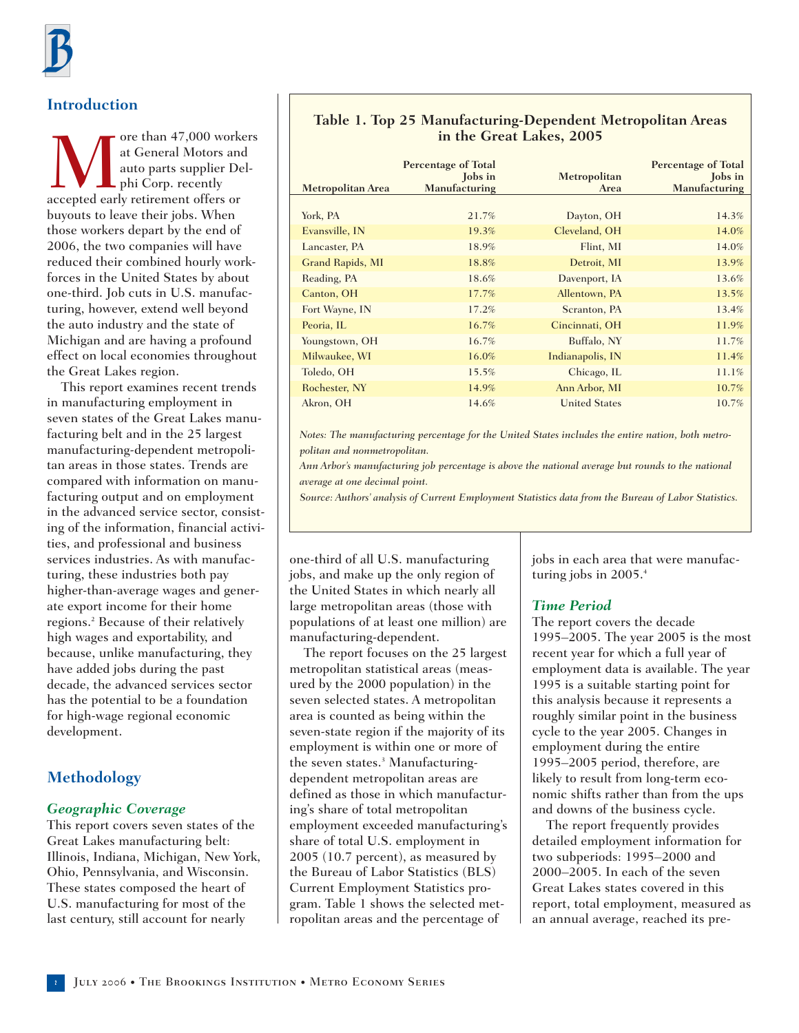## Introduction

More than 47,000 workers at General Motors and auto parts supplier Delphi Corp. recently accepted early retirement offers or buyouts to leave their jobs. When those workers depart by the end of 2006, the two companies will have reduced their combined hourly workforces in the United States by about one-third. Job cuts in U.S. manufacturing, however, extend well beyond the auto industry and the state of Michigan and are having a profound effect on local economies throughout the Great Lakes region.

This report examines recent trends in manufacturing employment in seven states of the Great Lakes manufacturing belt and in the 25 largest manufacturing-dependent metropolitan areas in those states. Trends are compared with information on manufacturing output and on employment in the advanced service sector, consisting of the information, financial activities, and professional and business services industries. As with manufacturing, these industries both pay higher-than-average wages and generate export income for their home regions.[2] Because of their relatively high wages and exportability, and because, unlike manufacturing, they have added jobs during the past decade, the advanced services sector has the potential to be a foundation for high-wage regional economic development.

## Methodology

### *Geographic Coverage*

This report covers seven states of the Great Lakes manufacturing belt: Illinois, Indiana, Michigan, New York, Ohio, Pennsylvania, and Wisconsin. These states composed the heart of U.S. manufacturing for most of the last century, still account for nearly one-third of all U.S. manufacturing jobs, and make up the only region of the United States in which nearly all large metropolitan areas (those with populations of at least one million) are manufacturing-dependent.

The report focuses on the 25 largest metropolitan statistical areas (measured by the 2000 population) in the seven selected states. A metropolitan area is counted as being within the seven-state region if the majority of its employment is within one or more of the seven states.[3] Manufacturing-dependent metropolitan areas are defined as those in which manufacturing's share of total metropolitan employment exceeded manufacturing's share of total U.S. employment in 2005 (10.7 percent), as measured by the Bureau of Labor Statistics (BLS) Current Employment Statistics program. Table 1 shows the selected metropolitan areas and the percentage of jobs in each area that were manufacturing jobs in 2005.[4]

**Table 1. Top 25 Manufacturing-Dependent Metropolitan Areas in the Great Lakes, 2005**

| Metropolitan Area | Percentage of Total Jobs in Manufacturing | Metropolitan Area | Percentage of Total Jobs in Manufacturing |
|---|---|---|---|
| York, PA | 21.7% | Dayton, OH | 14.3% |
| Evansville, IN | 19.3% | Cleveland, OH | 14.0% |
| Lancaster, PA | 18.9% | Flint, MI | 14.0% |
| Grand Rapids, MI | 18.8% | Detroit, MI | 13.9% |
| Reading, PA | 18.6% | Davenport, IA | 13.6% |
| Canton, OH | 17.7% | Allentown, PA | 13.5% |
| Fort Wayne, IN | 17.2% | Scranton, PA | 13.4% |
| Peoria, IL | 16.7% | Cincinnati, OH | 11.9% |
| Youngstown, OH | 16.7% | Buffalo, NY | 11.7% |
| Milwaukee, WI | 16.0% | Indianapolis, IN | 11.4% |
| Toledo, OH | 15.5% | Chicago, IL | 11.1% |
| Rochester, NY | 14.9% | Ann Arbor, MI | 10.7% |
| Akron, OH | 14.6% | United States | 10.7% |

*Notes: The manufacturing percentage for the United States includes the entire nation, both metropolitan and nonmetropolitan.*

*Ann Arbor's manufacturing job percentage is above the national average but rounds to the national average at one decimal point.*

*Source: Authors' analysis of Current Employment Statistics data from the Bureau of Labor Statistics.*

### *Time Period*

The report covers the decade 1995–2005. The year 2005 is the most recent year for which a full year of employment data is available. The year 1995 is a suitable starting point for this analysis because it represents a roughly similar point in the business cycle to the year 2005. Changes in employment during the entire 1995–2005 period, therefore, are likely to result from long-term economic shifts rather than from the ups and downs of the business cycle.

The report frequently provides detailed employment information for two subperiods: 1995–2000 and 2000–2005. In each of the seven Great Lakes states covered in this report, total employment, measured as an annual average, reached its pre-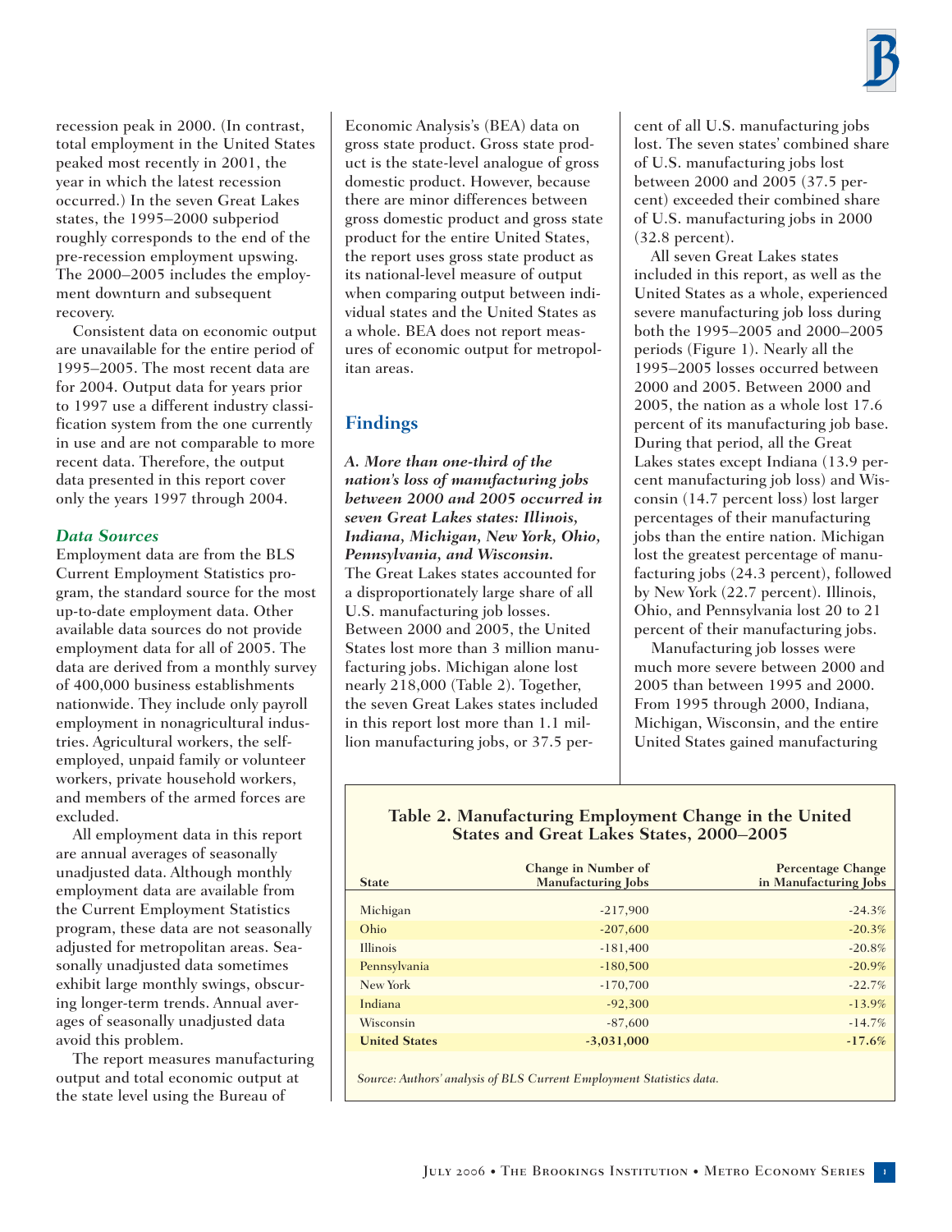recession peak in 2000. (In contrast, total employment in the United States peaked most recently in 2001, the year in which the latest recession occurred.) In the seven Great Lakes states, the 1995–2000 subperiod roughly corresponds to the end of the pre-recession employment upswing. The 2000–2005 includes the employment downturn and subsequent recovery.

Consistent data on economic output are unavailable for the entire period of 1995–2005. The most recent data are for 2004. Output data for years prior to 1997 use a different industry classification system from the one currently in use and are not comparable to more recent data. Therefore, the output data presented in this report cover only the years 1997 through 2004.

### *Data Sources*

Employment data are from the BLS Current Employment Statistics program, the standard source for the most up-to-date employment data. Other available data sources do not provide employment data for all of 2005. The data are derived from a monthly survey of 400,000 business establishments nationwide. They include only payroll employment in nonagricultural industries. Agricultural workers, the self-employed, unpaid family or volunteer workers, private household workers, and members of the armed forces are excluded.

All employment data in this report are annual averages of seasonally unadjusted data. Although monthly employment data are available from the Current Employment Statistics program, these data are not seasonally adjusted for metropolitan areas. Seasonally unadjusted data sometimes exhibit large monthly swings, obscuring longer-term trends. Annual averages of seasonally unadjusted data avoid this problem.

The report measures manufacturing output and total economic output at the state level using the Bureau of Economic Analysis's (BEA) data on gross state product. Gross state product is the state-level analogue of gross domestic product. However, because there are minor differences between gross domestic product and gross state product for the entire United States, the report uses gross state product as its national-level measure of output when comparing output between individual states and the United States as a whole. BEA does not report measures of economic output for metropolitan areas.

## Findings

***A. More than one-third of the nation's loss of manufacturing jobs between 2000 and 2005 occurred in seven Great Lakes states: Illinois, Indiana, Michigan, New York, Ohio, Pennsylvania, and Wisconsin.***

The Great Lakes states accounted for a disproportionately large share of all U.S. manufacturing job losses. Between 2000 and 2005, the United States lost more than 3 million manufacturing jobs. Michigan alone lost nearly 218,000 (Table 2). Together, the seven Great Lakes states included in this report lost more than 1.1 million manufacturing jobs, or 37.5 percent of all U.S. manufacturing jobs lost. The seven states' combined share of U.S. manufacturing jobs lost between 2000 and 2005 (37.5 percent) exceeded their combined share of U.S. manufacturing jobs in 2000 (32.8 percent).

All seven Great Lakes states included in this report, as well as the United States as a whole, experienced severe manufacturing job loss during both the 1995–2005 and 2000–2005 periods (Figure 1). Nearly all the 1995–2005 losses occurred between 2000 and 2005. Between 2000 and 2005, the nation as a whole lost 17.6 percent of its manufacturing job base. During that period, all the Great Lakes states except Indiana (13.9 percent manufacturing job loss) and Wisconsin (14.7 percent loss) lost larger percentages of their manufacturing jobs than the entire nation. Michigan lost the greatest percentage of manufacturing jobs (24.3 percent), followed by New York (22.7 percent). Illinois, Ohio, and Pennsylvania lost 20 to 21 percent of their manufacturing jobs.

Manufacturing job losses were much more severe between 2000 and 2005 than between 1995 and 2000. From 1995 through 2000, Indiana, Michigan, Wisconsin, and the entire United States gained manufacturing

**Table 2. Manufacturing Employment Change in the United States and Great Lakes States, 2000–2005**

| State | Change in Number of Manufacturing Jobs | Percentage Change in Manufacturing Jobs |
|---|---|---|
| Michigan | -217,900 | -24.3% |
| Ohio | -207,600 | -20.3% |
| Illinois | -181,400 | -20.8% |
| Pennsylvania | -180,500 | -20.9% |
| New York | -170,700 | -22.7% |
| Indiana | -92,300 | -13.9% |
| Wisconsin | -87,600 | -14.7% |
| **United States** | **-3,031,000** | **-17.6%** |

*Source: Authors' analysis of BLS Current Employment Statistics data.*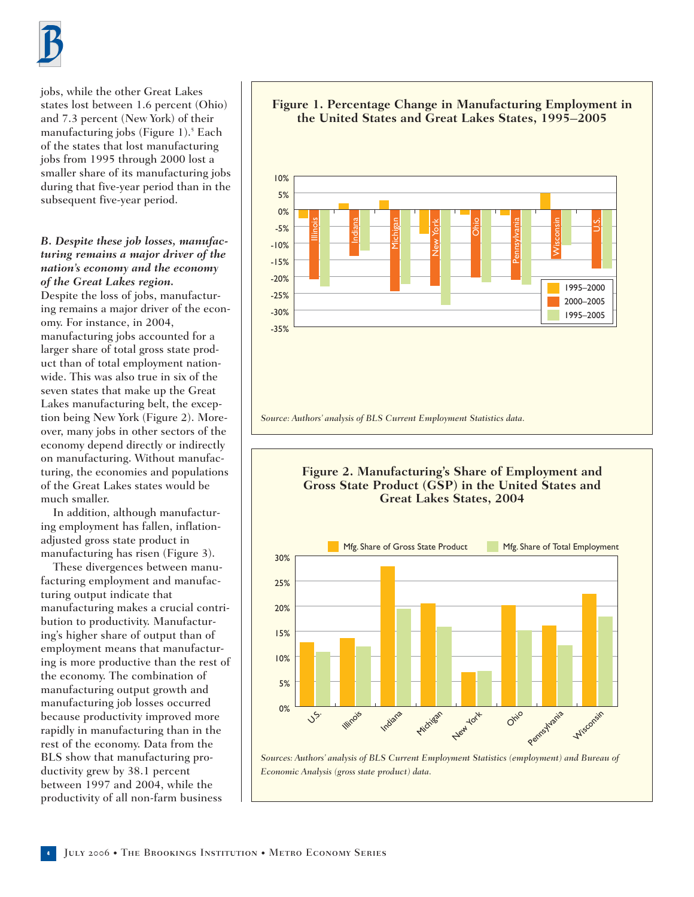jobs, while the other Great Lakes states lost between 1.6 percent (Ohio) and 7.3 percent (New York) of their manufacturing jobs (Figure 1).[5] Each of the states that lost manufacturing jobs from 1995 through 2000 lost a smaller share of its manufacturing jobs during that five-year period than in the subsequent five-year period.

***B. Despite these job losses, manufacturing remains a major driver of the nation's economy and the economy of the Great Lakes region.***

Despite the loss of jobs, manufacturing remains a major driver of the economy. For instance, in 2004, manufacturing jobs accounted for a larger share of total gross state product than of total employment nationwide. This was also true in six of the seven states that make up the Great Lakes manufacturing belt, the exception being New York (Figure 2). Moreover, many jobs in other sectors of the economy depend directly or indirectly on manufacturing. Without manufacturing, the economies and populations of the Great Lakes states would be much smaller.

In addition, although manufacturing employment has fallen, inflation-adjusted gross state product in manufacturing has risen (Figure 3).

These divergences between manufacturing employment and manufacturing output indicate that manufacturing makes a crucial contribution to productivity. Manufacturing's higher share of output than of employment means that manufacturing is more productive than the rest of the economy. The combination of manufacturing output growth and manufacturing job losses occurred because productivity improved more rapidly in manufacturing than in the rest of the economy. Data from the BLS show that manufacturing productivity grew by 38.1 percent between 1997 and 2004, while the productivity of all non-farm business

**Figure 1. Percentage Change in Manufacturing Employment in the United States and Great Lakes States, 1995–2005**

*Source: Authors' analysis of BLS Current Employment Statistics data.*

**Figure 2. Manufacturing's Share of Employment and Gross State Product (GSP) in the United States and Great Lakes States, 2004**

*Sources: Authors' analysis of BLS Current Employment Statistics (employment) and Bureau of Economic Analysis (gross state product) data.*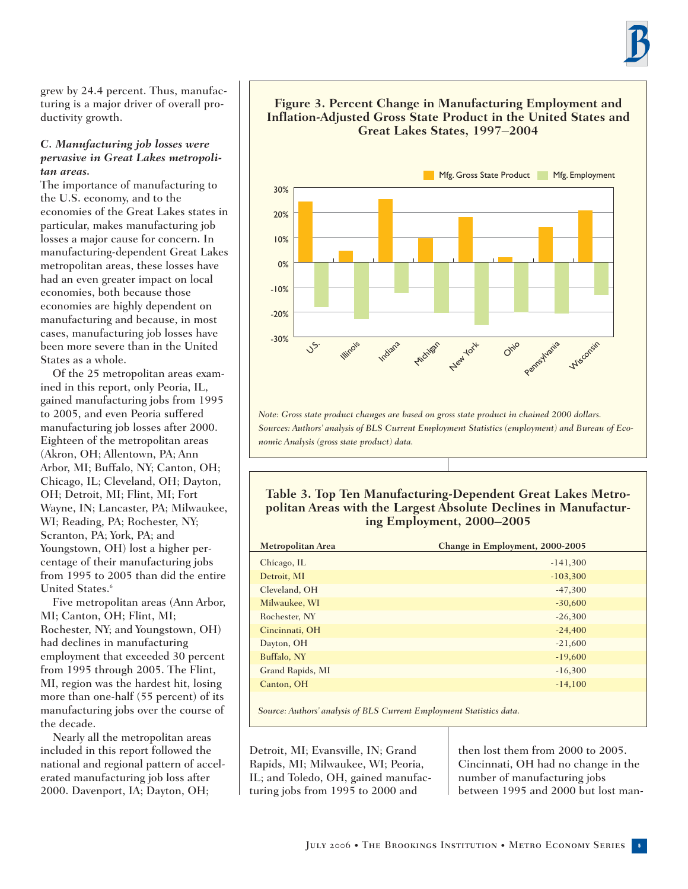grew by 24.4 percent. Thus, manufacturing is a major driver of overall productivity growth.

### *C. Manufacturing job losses were pervasive in Great Lakes metropolitan areas.*

The importance of manufacturing to the U.S. economy, and to the economies of the Great Lakes states in particular, makes manufacturing job losses a major cause for concern. In manufacturing-dependent Great Lakes metropolitan areas, these losses have had an even greater impact on local economies, both because those economies are highly dependent on manufacturing and because, in most cases, manufacturing job losses have been more severe than in the United States as a whole.

Of the 25 metropolitan areas examined in this report, only Peoria, IL, gained manufacturing jobs from 1995 to 2005, and even Peoria suffered manufacturing job losses after 2000. Eighteen of the metropolitan areas (Akron, OH; Allentown, PA; Ann Arbor, MI; Buffalo, NY; Canton, OH; Chicago, IL; Cleveland, OH; Dayton, OH; Detroit, MI; Flint, MI; Fort Wayne, IN; Lancaster, PA; Milwaukee, WI; Reading, PA; Rochester, NY; Scranton, PA; York, PA; and Youngstown, OH) lost a higher percentage of their manufacturing jobs from 1995 to 2005 than did the entire United States.[6]

Five metropolitan areas (Ann Arbor, MI; Canton, OH; Flint, MI; Rochester, NY; and Youngstown, OH) had declines in manufacturing employment that exceeded 30 percent from 1995 through 2005. The Flint, MI, region was the hardest hit, losing more than one-half (55 percent) of its manufacturing jobs over the course of the decade.

Nearly all the metropolitan areas included in this report followed the national and regional pattern of accelerated manufacturing job loss after 2000. Davenport, IA; Dayton, OH; Detroit, MI; Evansville, IN; Grand Rapids, MI; Milwaukee, WI; Peoria, IL; and Toledo, OH, gained manufacturing jobs from 1995 to 2000 and then lost them from 2000 to 2005. Cincinnati, OH had no change in the number of manufacturing jobs between 1995 and 2000 but lost man-

**Figure 3. Percent Change in Manufacturing Employment and Inflation-Adjusted Gross State Product in the United States and Great Lakes States, 1997–2004**

*Note: Gross state product changes are based on gross state product in chained 2000 dollars.*
*Sources: Authors' analysis of BLS Current Employment Statistics (employment) and Bureau of Economic Analysis (gross state product) data.*

**Table 3. Top Ten Manufacturing-Dependent Great Lakes Metropolitan Areas with the Largest Absolute Declines in Manufacturing Employment, 2000–2005**

| Metropolitan Area | Change in Employment, 2000-2005 |
|---|---|
| Chicago, IL | -141,300 |
| Detroit, MI | -103,300 |
| Cleveland, OH | -47,300 |
| Milwaukee, WI | -30,600 |
| Rochester, NY | -26,300 |
| Cincinnati, OH | -24,400 |
| Dayton, OH | -21,600 |
| Buffalo, NY | -19,600 |
| Grand Rapids, MI | -16,300 |
| Canton, OH | -14,100 |

*Source: Authors' analysis of BLS Current Employment Statistics data.*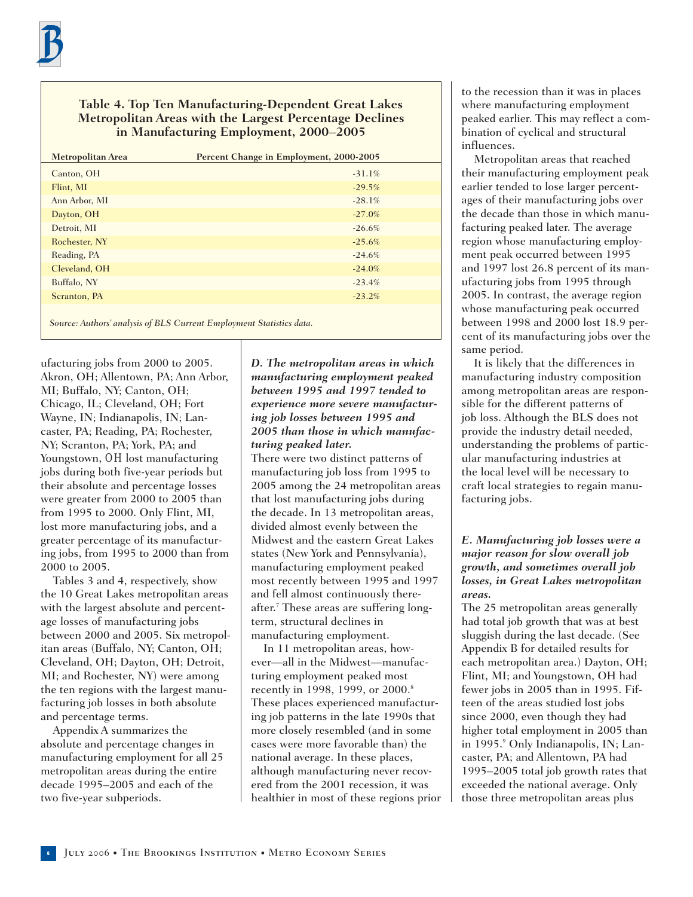**Table 4. Top Ten Manufacturing-Dependent Great Lakes Metropolitan Areas with the Largest Percentage Declines in Manufacturing Employment, 2000–2005**

| Metropolitan Area | Percent Change in Employment, 2000-2005 |
|---|---|
| Canton, OH | -31.1% |
| Flint, MI | -29.5% |
| Ann Arbor, MI | -28.1% |
| Dayton, OH | -27.0% |
| Detroit, MI | -26.6% |
| Rochester, NY | -25.6% |
| Reading, PA | -24.6% |
| Cleveland, OH | -24.0% |
| Buffalo, NY | -23.4% |
| Scranton, PA | -23.2% |

*Source: Authors' analysis of BLS Current Employment Statistics data.*

ufacturing jobs from 2000 to 2005. Akron, OH; Allentown, PA; Ann Arbor, MI; Buffalo, NY; Canton, OH; Chicago, IL; Cleveland, OH; Fort Wayne, IN; Indianapolis, IN; Lancaster, PA; Reading, PA; Rochester, NY; Scranton, PA; York, PA; and Youngstown, OH lost manufacturing jobs during both five-year periods but their absolute and percentage losses were greater from 2000 to 2005 than from 1995 to 2000. Only Flint, MI, lost more manufacturing jobs, and a greater percentage of its manufacturing jobs, from 1995 to 2000 than from 2000 to 2005.

Tables 3 and 4, respectively, show the 10 Great Lakes metropolitan areas with the largest absolute and percentage losses of manufacturing jobs between 2000 and 2005. Six metropolitan areas (Buffalo, NY; Canton, OH; Cleveland, OH; Dayton, OH; Detroit, MI; and Rochester, NY) were among the ten regions with the largest manufacturing job losses in both absolute and percentage terms.

Appendix A summarizes the absolute and percentage changes in manufacturing employment for all 25 metropolitan areas during the entire decade 1995–2005 and each of the two five-year subperiods.

***D. The metropolitan areas in which manufacturing employment peaked between 1995 and 1997 tended to experience more severe manufacturing job losses between 1995 and 2005 than those in which manufacturing peaked later.***

There were two distinct patterns of manufacturing job loss from 1995 to 2005 among the 24 metropolitan areas that lost manufacturing jobs during the decade. In 13 metropolitan areas, divided almost evenly between the Midwest and the eastern Great Lakes states (New York and Pennsylvania), manufacturing employment peaked most recently between 1995 and 1997 and fell almost continuously thereafter.[7] These areas are suffering long-term, structural declines in manufacturing employment.

In 11 metropolitan areas, however—all in the Midwest—manufacturing employment peaked most recently in 1998, 1999, or 2000.[8] These places experienced manufacturing job patterns in the late 1990s that more closely resembled (and in some cases were more favorable than) the national average. In these places, although manufacturing never recovered from the 2001 recession, it was healthier in most of these regions prior to the recession than it was in places where manufacturing employment peaked earlier. This may reflect a combination of cyclical and structural influences.

Metropolitan areas that reached their manufacturing employment peak earlier tended to lose larger percentages of their manufacturing jobs over the decade than those in which manufacturing peaked later. The average region whose manufacturing employment peak occurred between 1995 and 1997 lost 26.8 percent of its manufacturing jobs from 1995 through 2005. In contrast, the average region whose manufacturing peak occurred between 1998 and 2000 lost 18.9 percent of its manufacturing jobs over the same period.

It is likely that the differences in manufacturing industry composition among metropolitan areas are responsible for the different patterns of job loss. Although the BLS does not provide the industry detail needed, understanding the problems of particular manufacturing industries at the local level will be necessary to craft local strategies to regain manufacturing jobs.

***E. Manufacturing job losses were a major reason for slow overall job growth, and sometimes overall job losses, in Great Lakes metropolitan areas.***

The 25 metropolitan areas generally had total job growth that was at best sluggish during the last decade. (See Appendix B for detailed results for each metropolitan area.) Dayton, OH; Flint, MI; and Youngstown, OH had fewer jobs in 2005 than in 1995. Fifteen of the areas studied lost jobs since 2000, even though they had higher total employment in 2005 than in 1995.[9] Only Indianapolis, IN; Lancaster, PA; and Allentown, PA had 1995–2005 total job growth rates that exceeded the national average. Only those three metropolitan areas plus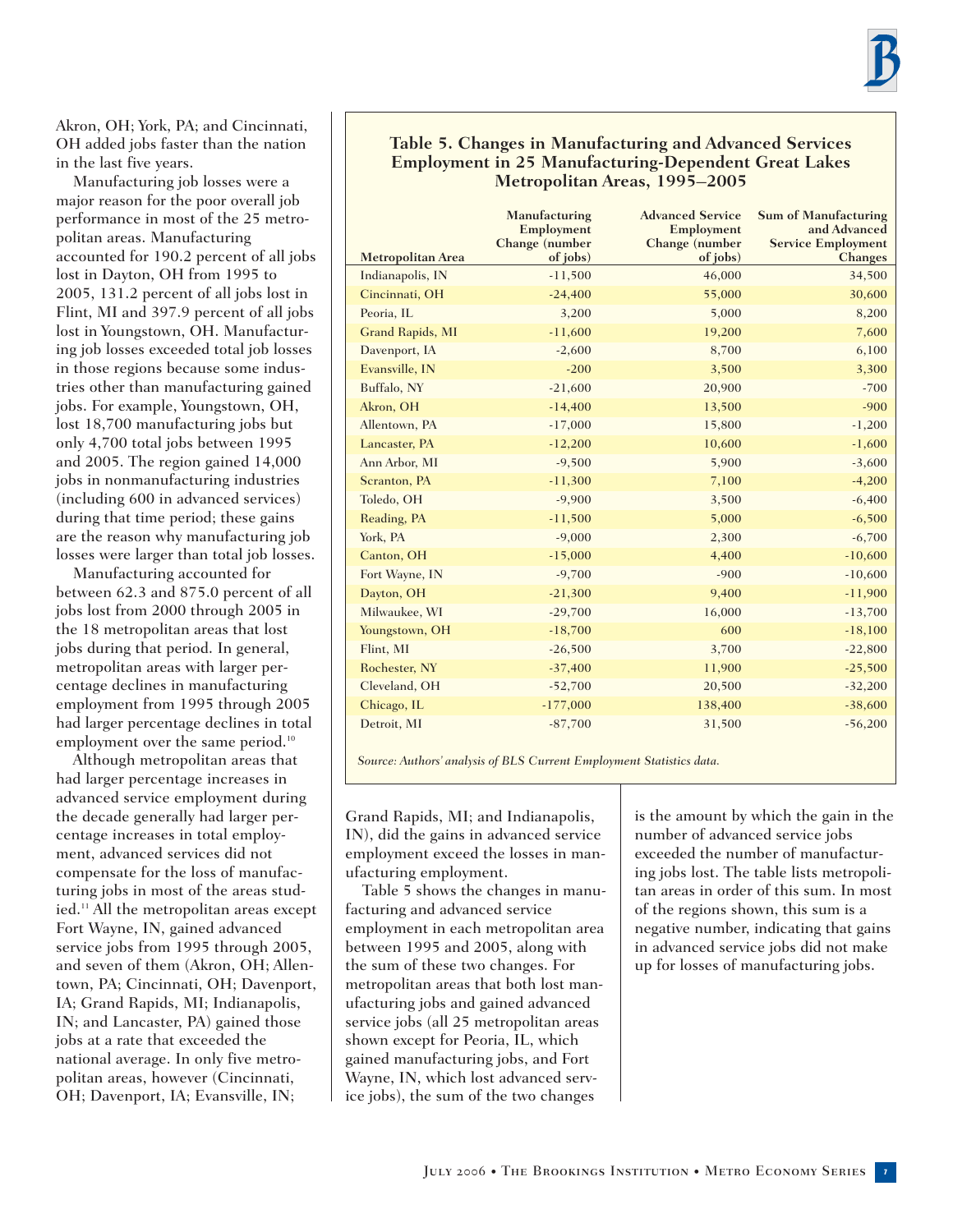Akron, OH; York, PA; and Cincinnati, OH added jobs faster than the nation in the last five years.

Manufacturing job losses were a major reason for the poor overall job performance in most of the 25 metropolitan areas. Manufacturing accounted for 190.2 percent of all jobs lost in Dayton, OH from 1995 to 2005, 131.2 percent of all jobs lost in Flint, MI and 397.9 percent of all jobs lost in Youngstown, OH. Manufacturing job losses exceeded total job losses in those regions because some industries other than manufacturing gained jobs. For example, Youngstown, OH, lost 18,700 manufacturing jobs but only 4,700 total jobs between 1995 and 2005. The region gained 14,000 jobs in nonmanufacturing industries (including 600 in advanced services) during that time period; these gains are the reason why manufacturing job losses were larger than total job losses.

Manufacturing accounted for between 62.3 and 875.0 percent of all jobs lost from 2000 through 2005 in the 18 metropolitan areas that lost jobs during that period. In general, metropolitan areas with larger percentage declines in manufacturing employment from 1995 through 2005 had larger percentage declines in total employment over the same period.[10]

Although metropolitan areas that had larger percentage increases in advanced service employment during the decade generally had larger percentage increases in total employment, advanced services did not compensate for the loss of manufacturing jobs in most of the areas studied.[11] All the metropolitan areas except Fort Wayne, IN, gained advanced service jobs from 1995 through 2005, and seven of them (Akron, OH; Allentown, PA; Cincinnati, OH; Davenport, IA; Grand Rapids, MI; Indianapolis, IN; and Lancaster, PA) gained those jobs at a rate that exceeded the national average. In only five metropolitan areas, however (Cincinnati, OH; Davenport, IA; Evansville, IN; Grand Rapids, MI; and Indianapolis, IN), did the gains in advanced service employment exceed the losses in manufacturing employment.

Table 5 shows the changes in manufacturing and advanced service employment in each metropolitan area between 1995 and 2005, along with the sum of these two changes. For metropolitan areas that both lost manufacturing jobs and gained advanced service jobs (all 25 metropolitan areas shown except for Peoria, IL, which gained manufacturing jobs, and Fort Wayne, IN, which lost advanced service jobs), the sum of the two changes is the amount by which the gain in the number of advanced service jobs exceeded the number of manufacturing jobs lost. The table lists metropolitan areas in order of this sum. In most of the regions shown, this sum is a negative number, indicating that gains in advanced service jobs did not make up for losses of manufacturing jobs.

### Table 5. Changes in Manufacturing and Advanced Services Employment in 25 Manufacturing-Dependent Great Lakes Metropolitan Areas, 1995–2005

| Metropolitan Area | Manufacturing Employment Change (number of jobs) | Advanced Service Employment Change (number of jobs) | Sum of Manufacturing and Advanced Service Employment Changes |
|---|---|---|---|
| Indianapolis, IN | -11,500 | 46,000 | 34,500 |
| Cincinnati, OH | -24,400 | 55,000 | 30,600 |
| Peoria, IL | 3,200 | 5,000 | 8,200 |
| Grand Rapids, MI | -11,600 | 19,200 | 7,600 |
| Davenport, IA | -2,600 | 8,700 | 6,100 |
| Evansville, IN | -200 | 3,500 | 3,300 |
| Buffalo, NY | -21,600 | 20,900 | -700 |
| Akron, OH | -14,400 | 13,500 | -900 |
| Allentown, PA | -17,000 | 15,800 | -1,200 |
| Lancaster, PA | -12,200 | 10,600 | -1,600 |
| Ann Arbor, MI | -9,500 | 5,900 | -3,600 |
| Scranton, PA | -11,300 | 7,100 | -4,200 |
| Toledo, OH | -9,900 | 3,500 | -6,400 |
| Reading, PA | -11,500 | 5,000 | -6,500 |
| York, PA | -9,000 | 2,300 | -6,700 |
| Canton, OH | -15,000 | 4,400 | -10,600 |
| Fort Wayne, IN | -9,700 | -900 | -10,600 |
| Dayton, OH | -21,300 | 9,400 | -11,900 |
| Milwaukee, WI | -29,700 | 16,000 | -13,700 |
| Youngstown, OH | -18,700 | 600 | -18,100 |
| Flint, MI | -26,500 | 3,700 | -22,800 |
| Rochester, NY | -37,400 | 11,900 | -25,500 |
| Cleveland, OH | -52,700 | 20,500 | -32,200 |
| Chicago, IL | -177,000 | 138,400 | -38,600 |
| Detroit, MI | -87,700 | 31,500 | -56,200 |

*Source: Authors' analysis of BLS Current Employment Statistics data.*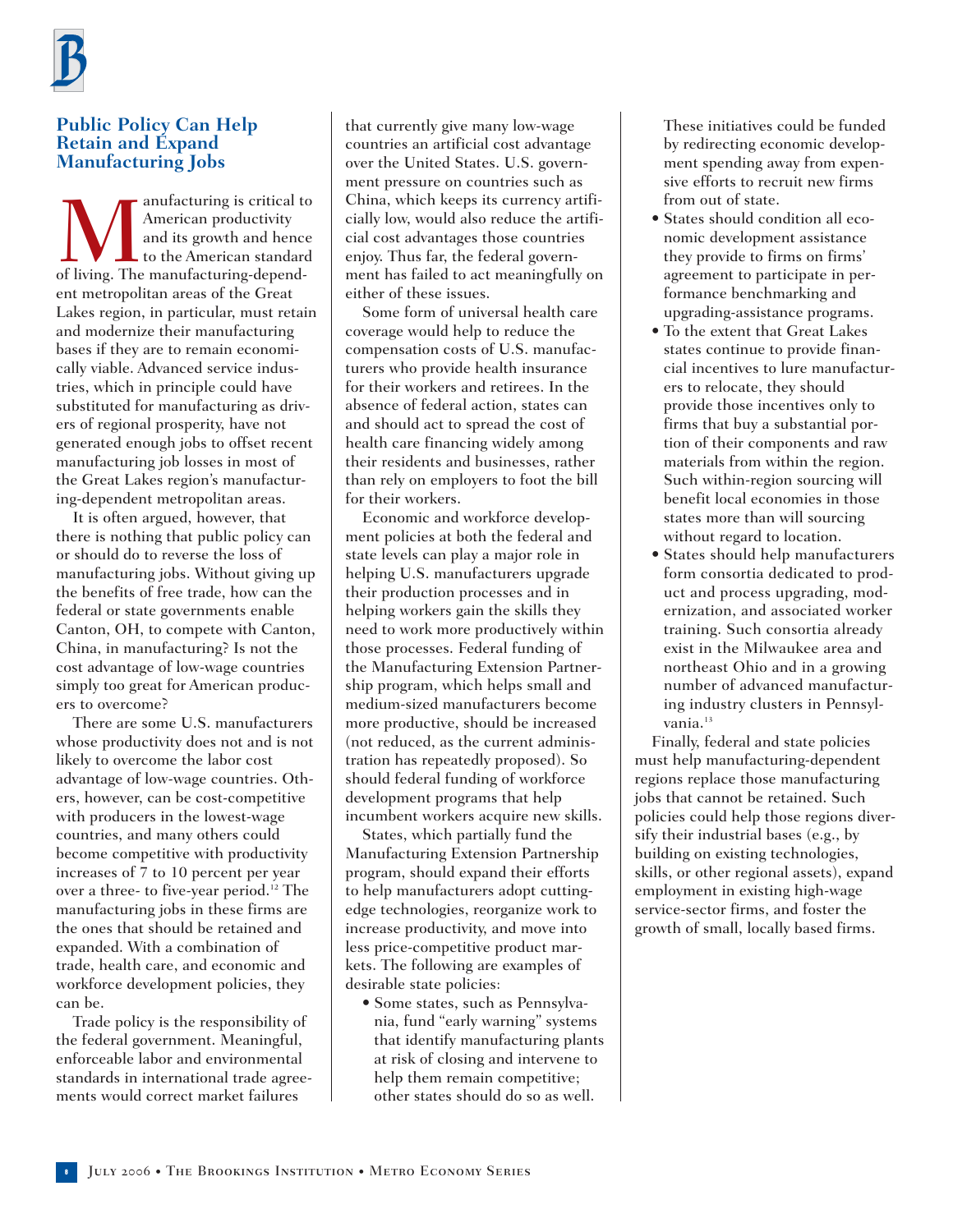## Public Policy Can Help Retain and Expand Manufacturing Jobs

Manufacturing is critical to American productivity and its growth and hence to the American standard of living. The manufacturing-dependent metropolitan areas of the Great Lakes region, in particular, must retain and modernize their manufacturing bases if they are to remain economically viable. Advanced service industries, which in principle could have substituted for manufacturing as drivers of regional prosperity, have not generated enough jobs to offset recent manufacturing job losses in most of the Great Lakes region's manufacturing-dependent metropolitan areas.

It is often argued, however, that there is nothing that public policy can or should do to reverse the loss of manufacturing jobs. Without giving up the benefits of free trade, how can the federal or state governments enable Canton, OH, to compete with Canton, China, in manufacturing? Is not the cost advantage of low-wage countries simply too great for American producers to overcome?

There are some U.S. manufacturers whose productivity does not and is not likely to overcome the labor cost advantage of low-wage countries. Others, however, can be cost-competitive with producers in the lowest-wage countries, and many others could become competitive with productivity increases of 7 to 10 percent per year over a three- to five-year period.[12] The manufacturing jobs in these firms are the ones that should be retained and expanded. With a combination of trade, health care, and economic and workforce development policies, they can be.

Trade policy is the responsibility of the federal government. Meaningful, enforceable labor and environmental standards in international trade agreements would correct market failures that currently give many low-wage countries an artificial cost advantage over the United States. U.S. government pressure on countries such as China, which keeps its currency artificially low, would also reduce the artificial cost advantages those countries enjoy. Thus far, the federal government has failed to act meaningfully on either of these issues.

Some form of universal health care coverage would help to reduce the compensation costs of U.S. manufacturers who provide health insurance for their workers and retirees. In the absence of federal action, states can and should act to spread the cost of health care financing widely among their residents and businesses, rather than rely on employers to foot the bill for their workers.

Economic and workforce development policies at both the federal and state levels can play a major role in helping U.S. manufacturers upgrade their production processes and in helping workers gain the skills they need to work more productively within those processes. Federal funding of the Manufacturing Extension Partnership program, which helps small and medium-sized manufacturers become more productive, should be increased (not reduced, as the current administration has repeatedly proposed). So should federal funding of workforce development programs that help incumbent workers acquire new skills.

States, which partially fund the Manufacturing Extension Partnership program, should expand their efforts to help manufacturers adopt cutting-edge technologies, reorganize work to increase productivity, and move into less price-competitive product markets. The following are examples of desirable state policies:

- Some states, such as Pennsylvania, fund "early warning" systems that identify manufacturing plants at risk of closing and intervene to help them remain competitive; other states should do so as well. These initiatives could be funded by redirecting economic development spending away from expensive efforts to recruit new firms from out of state.
- States should condition all economic development assistance they provide to firms on firms' agreement to participate in performance benchmarking and upgrading-assistance programs.
- To the extent that Great Lakes states continue to provide financial incentives to lure manufacturers to relocate, they should provide those incentives only to firms that buy a substantial portion of their components and raw materials from within the region. Such within-region sourcing will benefit local economies in those states more than will sourcing without regard to location.
- States should help manufacturers form consortia dedicated to product and process upgrading, modernization, and associated worker training. Such consortia already exist in the Milwaukee area and northeast Ohio and in a growing number of advanced manufacturing industry clusters in Pennsylvania.[13]

Finally, federal and state policies must help manufacturing-dependent regions replace those manufacturing jobs that cannot be retained. Such policies could help those regions diversify their industrial bases (e.g., by building on existing technologies, skills, or other regional assets), expand employment in existing high-wage service-sector firms, and foster the growth of small, locally based firms.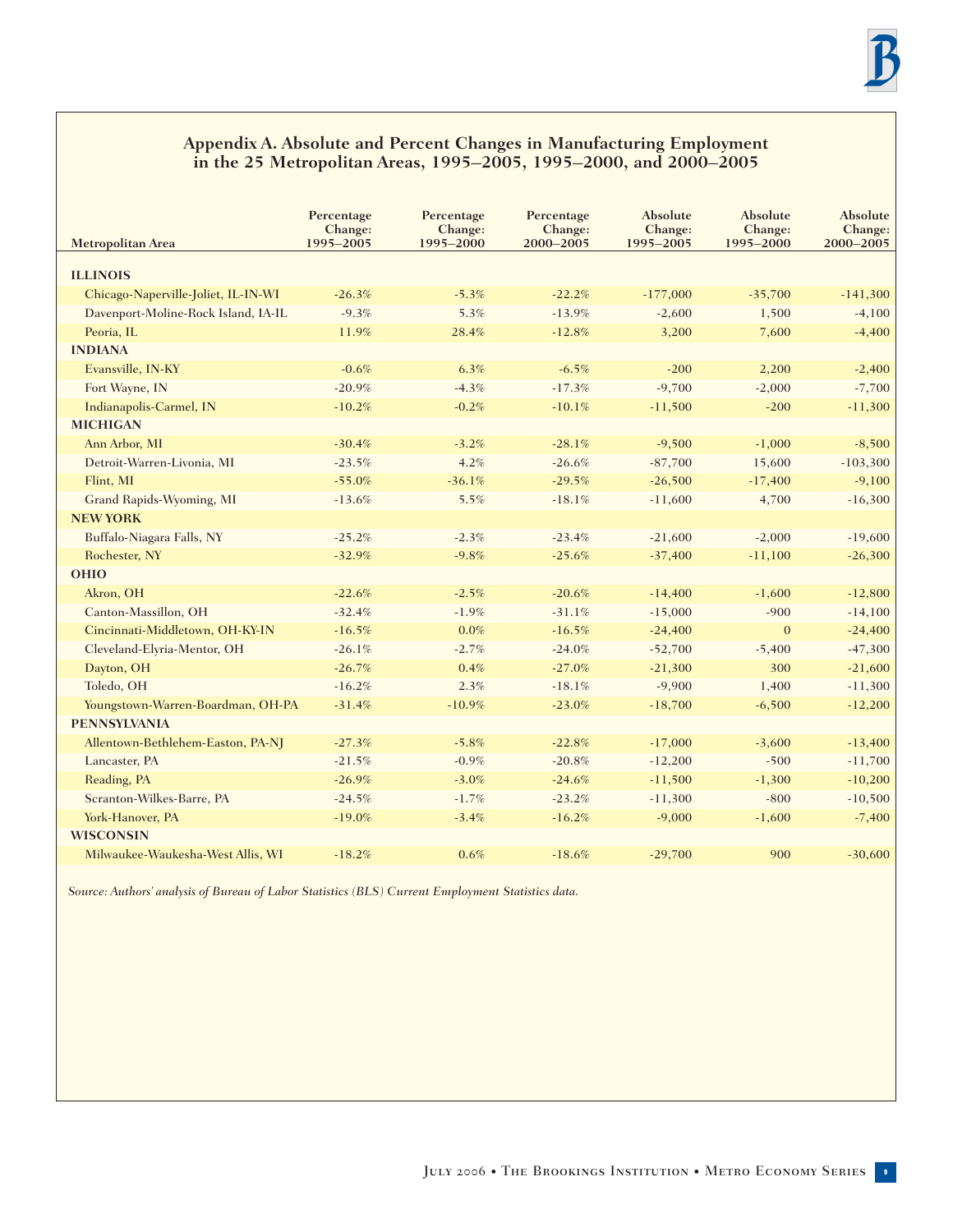## Appendix A. Absolute and Percent Changes in Manufacturing Employment in the 25 Metropolitan Areas, 1995–2005, 1995–2000, and 2000–2005

| Metropolitan Area | Percentage Change: 1995–2005 | Percentage Change: 1995–2000 | Percentage Change: 2000–2005 | Absolute Change: 1995–2005 | Absolute Change: 1995–2000 | Absolute Change: 2000–2005 |
|---|---|---|---|---|---|---|
| **ILLINOIS** | | | | | | |
| Chicago-Naperville-Joliet, IL-IN-WI | -26.3% | -5.3% | -22.2% | -177,000 | -35,700 | -141,300 |
| Davenport-Moline-Rock Island, IA-IL | -9.3% | 5.3% | -13.9% | -2,600 | 1,500 | -4,100 |
| Peoria, IL | 11.9% | 28.4% | -12.8% | 3,200 | 7,600 | -4,400 |
| **INDIANA** | | | | | | |
| Evansville, IN-KY | -0.6% | 6.3% | -6.5% | -200 | 2,200 | -2,400 |
| Fort Wayne, IN | -20.9% | -4.3% | -17.3% | -9,700 | -2,000 | -7,700 |
| Indianapolis-Carmel, IN | -10.2% | -0.2% | -10.1% | -11,500 | -200 | -11,300 |
| **MICHIGAN** | | | | | | |
| Ann Arbor, MI | -30.4% | -3.2% | -28.1% | -9,500 | -1,000 | -8,500 |
| Detroit-Warren-Livonia, MI | -23.5% | 4.2% | -26.6% | -87,700 | 15,600 | -103,300 |
| Flint, MI | -55.0% | -36.1% | -29.5% | -26,500 | -17,400 | -9,100 |
| Grand Rapids-Wyoming, MI | -13.6% | 5.5% | -18.1% | -11,600 | 4,700 | -16,300 |
| **NEW YORK** | | | | | | |
| Buffalo-Niagara Falls, NY | -25.2% | -2.3% | -23.4% | -21,600 | -2,000 | -19,600 |
| Rochester, NY | -32.9% | -9.8% | -25.6% | -37,400 | -11,100 | -26,300 |
| **OHIO** | | | | | | |
| Akron, OH | -22.6% | -2.5% | -20.6% | -14,400 | -1,600 | -12,800 |
| Canton-Massillon, OH | -32.4% | -1.9% | -31.1% | -15,000 | -900 | -14,100 |
| Cincinnati-Middletown, OH-KY-IN | -16.5% | 0.0% | -16.5% | -24,400 | 0 | -24,400 |
| Cleveland-Elyria-Mentor, OH | -26.1% | -2.7% | -24.0% | -52,700 | -5,400 | -47,300 |
| Dayton, OH | -26.7% | 0.4% | -27.0% | -21,300 | 300 | -21,600 |
| Toledo, OH | -16.2% | 2.3% | -18.1% | -9,900 | 1,400 | -11,300 |
| Youngstown-Warren-Boardman, OH-PA | -31.4% | -10.9% | -23.0% | -18,700 | -6,500 | -12,200 |
| **PENNSYLVANIA** | | | | | | |
| Allentown-Bethlehem-Easton, PA-NJ | -27.3% | -5.8% | -22.8% | -17,000 | -3,600 | -13,400 |
| Lancaster, PA | -21.5% | -0.9% | -20.8% | -12,200 | -500 | -11,700 |
| Reading, PA | -26.9% | -3.0% | -24.6% | -11,500 | -1,300 | -10,200 |
| Scranton-Wilkes-Barre, PA | -24.5% | -1.7% | -23.2% | -11,300 | -800 | -10,500 |
| York-Hanover, PA | -19.0% | -3.4% | -16.2% | -9,000 | -1,600 | -7,400 |
| **WISCONSIN** | | | | | | |
| Milwaukee-Waukesha-West Allis, WI | -18.2% | 0.6% | -18.6% | -29,700 | 900 | -30,600 |

*Source: Authors' analysis of Bureau of Labor Statistics (BLS) Current Employment Statistics data.*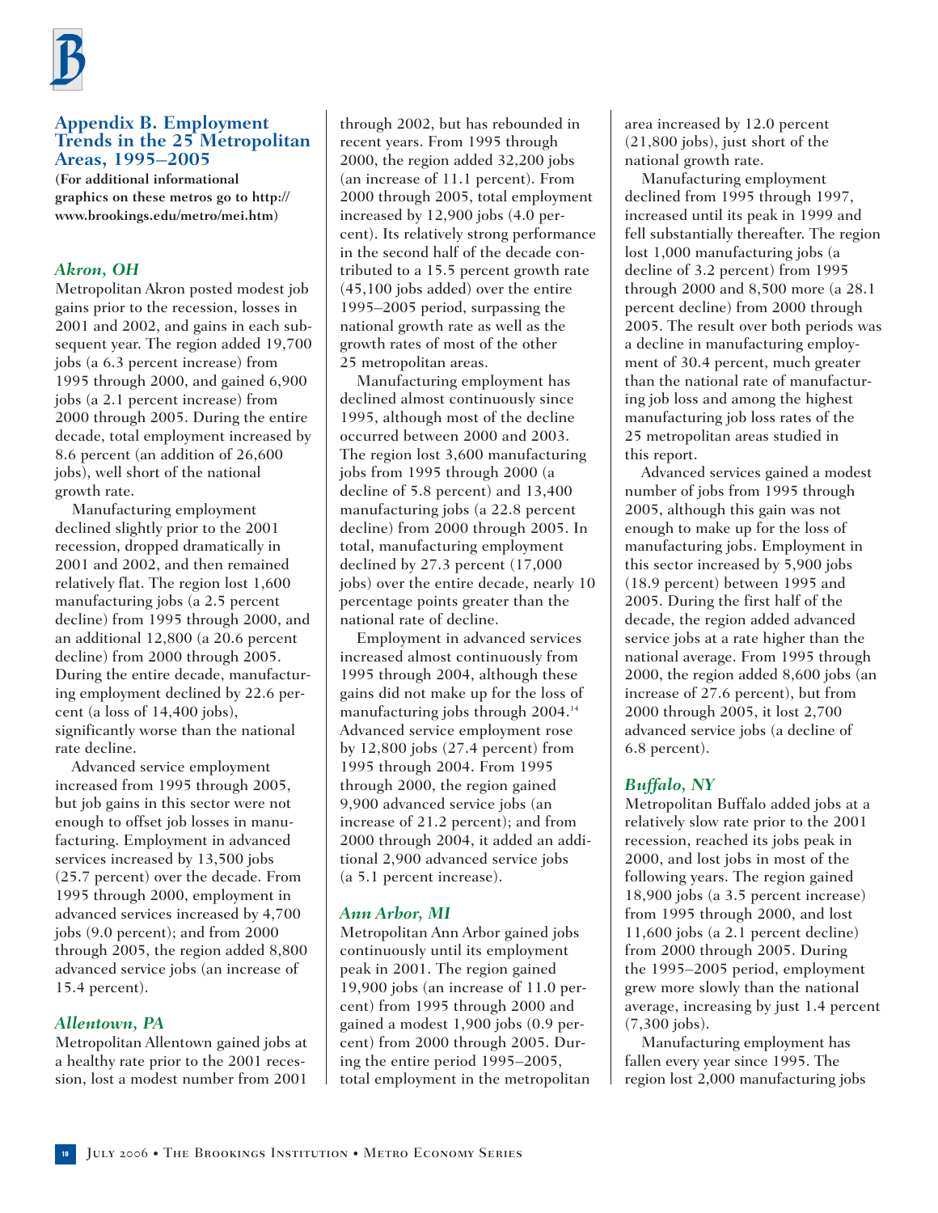## Appendix B. Employment Trends in the 25 Metropolitan Areas, 1995–2005

**(For additional informational graphics on these metros go to http://www.brookings.edu/metro/mei.htm)**

### *Akron, OH*

Metropolitan Akron posted modest job gains prior to the recession, losses in 2001 and 2002, and gains in each subsequent year. The region added 19,700 jobs (a 6.3 percent increase) from 1995 through 2000, and gained 6,900 jobs (a 2.1 percent increase) from 2000 through 2005. During the entire decade, total employment increased by 8.6 percent (an addition of 26,600 jobs), well short of the national growth rate.

Manufacturing employment declined slightly prior to the 2001 recession, dropped dramatically in 2001 and 2002, and then remained relatively flat. The region lost 1,600 manufacturing jobs (a 2.5 percent decline) from 1995 through 2000, and an additional 12,800 (a 20.6 percent decline) from 2000 through 2005. During the entire decade, manufacturing employment declined by 22.6 percent (a loss of 14,400 jobs), significantly worse than the national rate decline.

Advanced service employment increased from 1995 through 2005, but job gains in this sector were not enough to offset job losses in manufacturing. Employment in advanced services increased by 13,500 jobs (25.7 percent) over the decade. From 1995 through 2000, employment in advanced services increased by 4,700 jobs (9.0 percent); and from 2000 through 2005, the region added 8,800 advanced service jobs (an increase of 15.4 percent).

### *Allentown, PA*

Metropolitan Allentown gained jobs at a healthy rate prior to the 2001 recession, lost a modest number from 2001 through 2002, but has rebounded in recent years. From 1995 through 2000, the region added 32,200 jobs (an increase of 11.1 percent). From 2000 through 2005, total employment increased by 12,900 jobs (4.0 percent). Its relatively strong performance in the second half of the decade contributed to a 15.5 percent growth rate (45,100 jobs added) over the entire 1995–2005 period, surpassing the national growth rate as well as the growth rates of most of the other 25 metropolitan areas.

Manufacturing employment has declined almost continuously since 1995, although most of the decline occurred between 2000 and 2003. The region lost 3,600 manufacturing jobs from 1995 through 2000 (a decline of 5.8 percent) and 13,400 manufacturing jobs (a 22.8 percent decline) from 2000 through 2005. In total, manufacturing employment declined by 27.3 percent (17,000 jobs) over the entire decade, nearly 10 percentage points greater than the national rate of decline.

Employment in advanced services increased almost continuously from 1995 through 2004, although these gains did not make up for the loss of manufacturing jobs through 2004.[14] Advanced service employment rose by 12,800 jobs (27.4 percent) from 1995 through 2004. From 1995 through 2000, the region gained 9,900 advanced service jobs (an increase of 21.2 percent); and from 2000 through 2004, it added an additional 2,900 advanced service jobs (a 5.1 percent increase).

### *Ann Arbor, MI*

Metropolitan Ann Arbor gained jobs continuously until its employment peak in 2001. The region gained 19,900 jobs (an increase of 11.0 percent) from 1995 through 2000 and gained a modest 1,900 jobs (0.9 percent) from 2000 through 2005. During the entire period 1995–2005, total employment in the metropolitan area increased by 12.0 percent (21,800 jobs), just short of the national growth rate.

Manufacturing employment declined from 1995 through 1997, increased until its peak in 1999 and fell substantially thereafter. The region lost 1,000 manufacturing jobs (a decline of 3.2 percent) from 1995 through 2000 and 8,500 more (a 28.1 percent decline) from 2000 through 2005. The result over both periods was a decline in manufacturing employment of 30.4 percent, much greater than the national rate of manufacturing job loss and among the highest manufacturing job loss rates of the 25 metropolitan areas studied in this report.

Advanced services gained a modest number of jobs from 1995 through 2005, although this gain was not enough to make up for the loss of manufacturing jobs. Employment in this sector increased by 5,900 jobs (18.9 percent) between 1995 and 2005. During the first half of the decade, the region added advanced service jobs at a rate higher than the national average. From 1995 through 2000, the region added 8,600 jobs (an increase of 27.6 percent), but from 2000 through 2005, it lost 2,700 advanced service jobs (a decline of 6.8 percent).

### *Buffalo, NY*

Metropolitan Buffalo added jobs at a relatively slow rate prior to the 2001 recession, reached its jobs peak in 2000, and lost jobs in most of the following years. The region gained 18,900 jobs (a 3.5 percent increase) from 1995 through 2000, and lost 11,600 jobs (a 2.1 percent decline) from 2000 through 2005. During the 1995–2005 period, employment grew more slowly than the national average, increasing by just 1.4 percent (7,300 jobs).

Manufacturing employment has fallen every year since 1995. The region lost 2,000 manufacturing jobs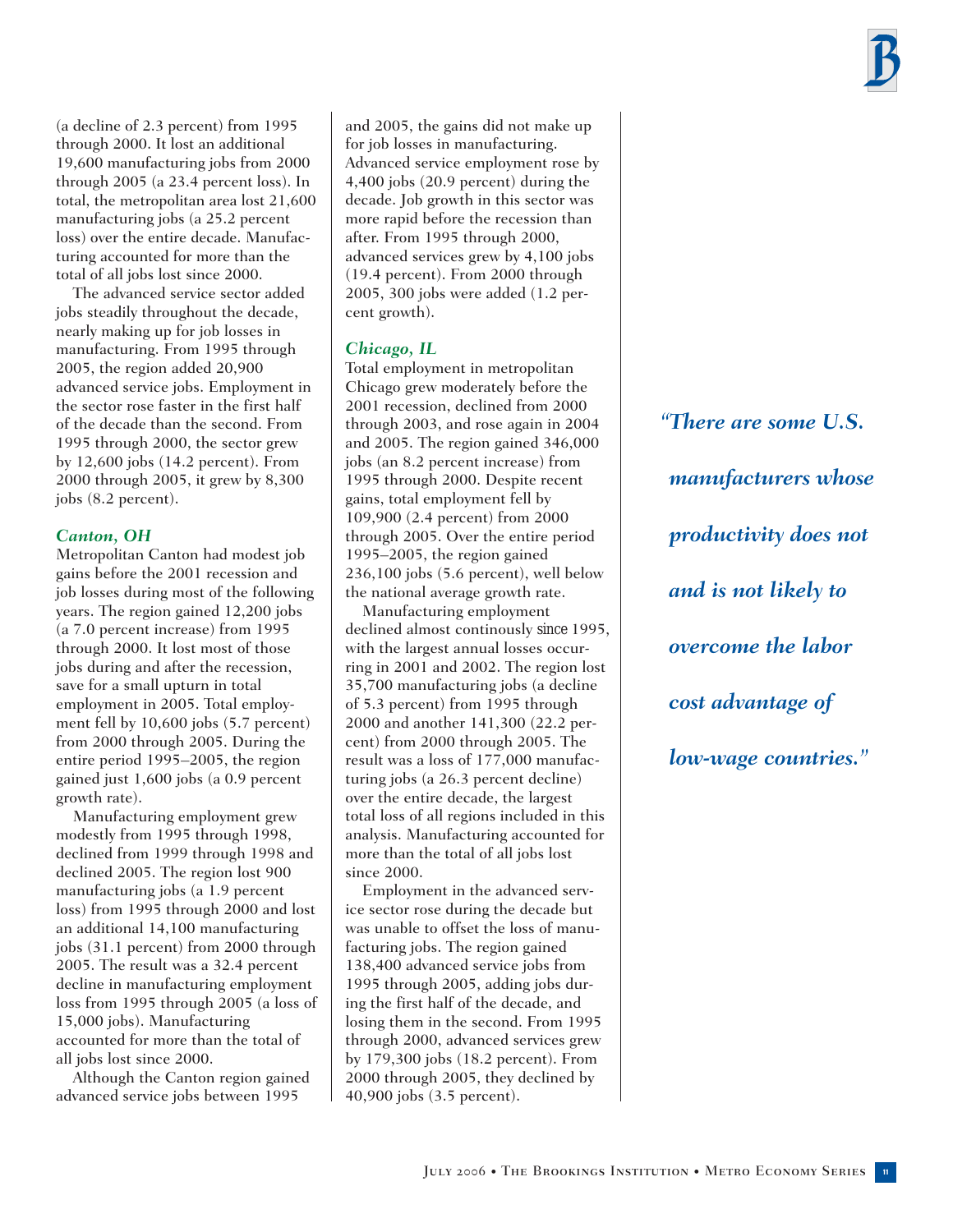(a decline of 2.3 percent) from 1995 through 2000. It lost an additional 19,600 manufacturing jobs from 2000 through 2005 (a 23.4 percent loss). In total, the metropolitan area lost 21,600 manufacturing jobs (a 25.2 percent loss) over the entire decade. Manufacturing accounted for more than the total of all jobs lost since 2000.

The advanced service sector added jobs steadily throughout the decade, nearly making up for job losses in manufacturing. From 1995 through 2005, the region added 20,900 advanced service jobs. Employment in the sector rose faster in the first half of the decade than the second. From 1995 through 2000, the sector grew by 12,600 jobs (14.2 percent). From 2000 through 2005, it grew by 8,300 jobs (8.2 percent).

### *Canton, OH*

Metropolitan Canton had modest job gains before the 2001 recession and job losses during most of the following years. The region gained 12,200 jobs (a 7.0 percent increase) from 1995 through 2000. It lost most of those jobs during and after the recession, save for a small upturn in total employment in 2005. Total employment fell by 10,600 jobs (5.7 percent) from 2000 through 2005. During the entire period 1995–2005, the region gained just 1,600 jobs (a 0.9 percent growth rate).

Manufacturing employment grew modestly from 1995 through 1998, declined from 1999 through 1998 and declined 2005. The region lost 900 manufacturing jobs (a 1.9 percent loss) from 1995 through 2000 and lost an additional 14,100 manufacturing jobs (31.1 percent) from 2000 through 2005. The result was a 32.4 percent decline in manufacturing employment loss from 1995 through 2005 (a loss of 15,000 jobs). Manufacturing accounted for more than the total of all jobs lost since 2000.

Although the Canton region gained advanced service jobs between 1995 and 2005, the gains did not make up for job losses in manufacturing. Advanced service employment rose by 4,400 jobs (20.9 percent) during the decade. Job growth in this sector was more rapid before the recession than after. From 1995 through 2000, advanced services grew by 4,100 jobs (19.4 percent). From 2000 through 2005, 300 jobs were added (1.2 percent growth).

### *Chicago, IL*

Total employment in metropolitan Chicago grew moderately before the 2001 recession, declined from 2000 through 2003, and rose again in 2004 and 2005. The region gained 346,000 jobs (an 8.2 percent increase) from 1995 through 2000. Despite recent gains, total employment fell by 109,900 (2.4 percent) from 2000 through 2005. Over the entire period 1995–2005, the region gained 236,100 jobs (5.6 percent), well below the national average growth rate.

Manufacturing employment declined almost continously since 1995, with the largest annual losses occurring in 2001 and 2002. The region lost 35,700 manufacturing jobs (a decline of 5.3 percent) from 1995 through 2000 and another 141,300 (22.2 percent) from 2000 through 2005. The result was a loss of 177,000 manufacturing jobs (a 26.3 percent decline) over the entire decade, the largest total loss of all regions included in this analysis. Manufacturing accounted for more than the total of all jobs lost since 2000.

Employment in the advanced service sector rose during the decade but was unable to offset the loss of manufacturing jobs. The region gained 138,400 advanced service jobs from 1995 through 2005, adding jobs during the first half of the decade, and losing them in the second. From 1995 through 2000, advanced services grew by 179,300 jobs (18.2 percent). From 2000 through 2005, they declined by 40,900 jobs (3.5 percent).

***"There are some U.S. manufacturers whose productivity does not and is not likely to overcome the labor cost advantage of low-wage countries."***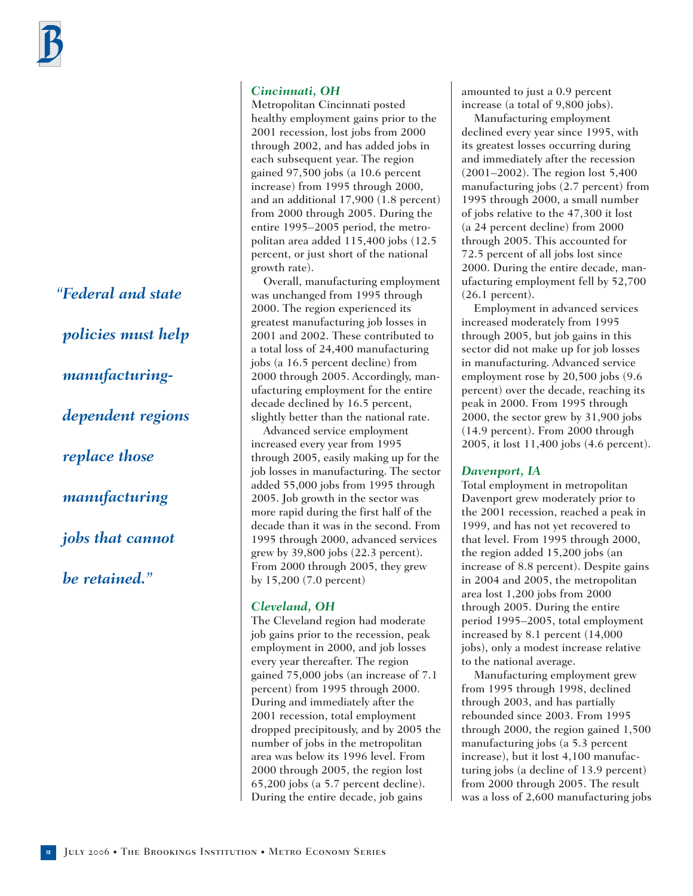*"Federal and state policies must help manufacturing-dependent regions replace those manufacturing jobs that cannot be retained."*

### *Cincinnati, OH*

Metropolitan Cincinnati posted healthy employment gains prior to the 2001 recession, lost jobs from 2000 through 2002, and has added jobs in each subsequent year. The region gained 97,500 jobs (a 10.6 percent increase) from 1995 through 2000, and an additional 17,900 (1.8 percent) from 2000 through 2005. During the entire 1995–2005 period, the metropolitan area added 115,400 jobs (12.5 percent, or just short of the national growth rate).

Overall, manufacturing employment was unchanged from 1995 through 2000. The region experienced its greatest manufacturing job losses in 2001 and 2002. These contributed to a total loss of 24,400 manufacturing jobs (a 16.5 percent decline) from 2000 through 2005. Accordingly, manufacturing employment for the entire decade declined by 16.5 percent, slightly better than the national rate.

Advanced service employment increased every year from 1995 through 2005, easily making up for the job losses in manufacturing. The sector added 55,000 jobs from 1995 through 2005. Job growth in the sector was more rapid during the first half of the decade than it was in the second. From 1995 through 2000, advanced services grew by 39,800 jobs (22.3 percent). From 2000 through 2005, they grew by 15,200 (7.0 percent)

### *Cleveland, OH*

The Cleveland region had moderate job gains prior to the recession, peak employment in 2000, and job losses every year thereafter. The region gained 75,000 jobs (an increase of 7.1 percent) from 1995 through 2000. During and immediately after the 2001 recession, total employment dropped precipitously, and by 2005 the number of jobs in the metropolitan area was below its 1996 level. From 2000 through 2005, the region lost 65,200 jobs (a 5.7 percent decline). During the entire decade, job gains amounted to just a 0.9 percent increase (a total of 9,800 jobs).

Manufacturing employment declined every year since 1995, with its greatest losses occurring during and immediately after the recession (2001–2002). The region lost 5,400 manufacturing jobs (2.7 percent) from 1995 through 2000, a small number of jobs relative to the 47,300 it lost (a 24 percent decline) from 2000 through 2005. This accounted for 72.5 percent of all jobs lost since 2000. During the entire decade, manufacturing employment fell by 52,700 (26.1 percent).

Employment in advanced services increased moderately from 1995 through 2005, but job gains in this sector did not make up for job losses in manufacturing. Advanced service employment rose by 20,500 jobs (9.6 percent) over the decade, reaching its peak in 2000. From 1995 through 2000, the sector grew by 31,900 jobs (14.9 percent). From 2000 through 2005, it lost 11,400 jobs (4.6 percent).

### *Davenport, IA*

Total employment in metropolitan Davenport grew moderately prior to the 2001 recession, reached a peak in 1999, and has not yet recovered to that level. From 1995 through 2000, the region added 15,200 jobs (an increase of 8.8 percent). Despite gains in 2004 and 2005, the metropolitan area lost 1,200 jobs from 2000 through 2005. During the entire period 1995–2005, total employment increased by 8.1 percent (14,000 jobs), only a modest increase relative to the national average.

Manufacturing employment grew from 1995 through 1998, declined through 2003, and has partially rebounded since 2003. From 1995 through 2000, the region gained 1,500 manufacturing jobs (a 5.3 percent increase), but it lost 4,100 manufacturing jobs (a decline of 13.9 percent) from 2000 through 2005. The result was a loss of 2,600 manufacturing jobs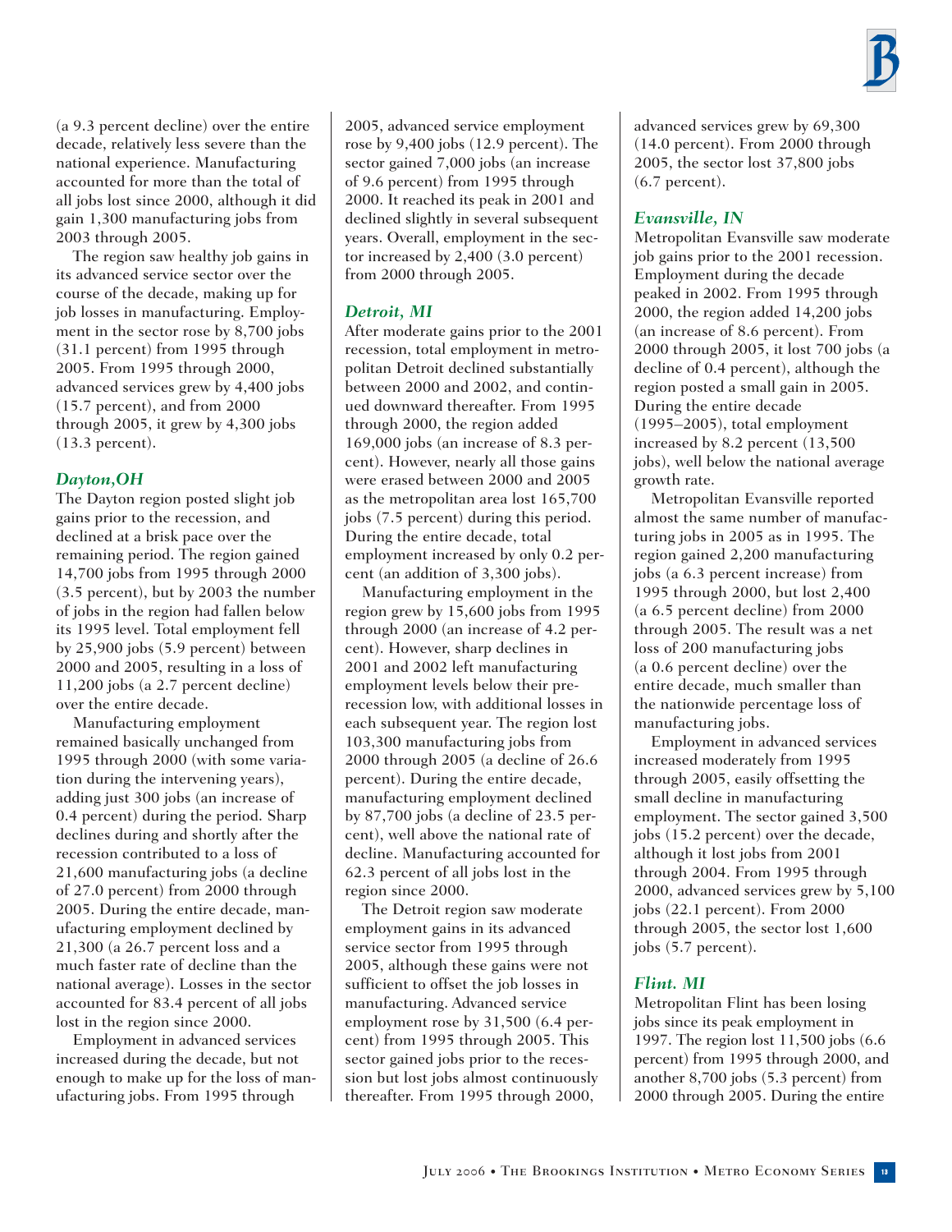(a 9.3 percent decline) over the entire decade, relatively less severe than the national experience. Manufacturing accounted for more than the total of all jobs lost since 2000, although it did gain 1,300 manufacturing jobs from 2003 through 2005.

The region saw healthy job gains in its advanced service sector over the course of the decade, making up for job losses in manufacturing. Employment in the sector rose by 8,700 jobs (31.1 percent) from 1995 through 2005. From 1995 through 2000, advanced services grew by 4,400 jobs (15.7 percent), and from 2000 through 2005, it grew by 4,300 jobs (13.3 percent).

### *Dayton,OH*

The Dayton region posted slight job gains prior to the recession, and declined at a brisk pace over the remaining period. The region gained 14,700 jobs from 1995 through 2000 (3.5 percent), but by 2003 the number of jobs in the region had fallen below its 1995 level. Total employment fell by 25,900 jobs (5.9 percent) between 2000 and 2005, resulting in a loss of 11,200 jobs (a 2.7 percent decline) over the entire decade.

Manufacturing employment remained basically unchanged from 1995 through 2000 (with some variation during the intervening years), adding just 300 jobs (an increase of 0.4 percent) during the period. Sharp declines during and shortly after the recession contributed to a loss of 21,600 manufacturing jobs (a decline of 27.0 percent) from 2000 through 2005. During the entire decade, manufacturing employment declined by 21,300 (a 26.7 percent loss and a much faster rate of decline than the national average). Losses in the sector accounted for 83.4 percent of all jobs lost in the region since 2000.

Employment in advanced services increased during the decade, but not enough to make up for the loss of manufacturing jobs. From 1995 through 2005, advanced service employment rose by 9,400 jobs (12.9 percent). The sector gained 7,000 jobs (an increase of 9.6 percent) from 1995 through 2000. It reached its peak in 2001 and declined slightly in several subsequent years. Overall, employment in the sector increased by 2,400 (3.0 percent) from 2000 through 2005.

### *Detroit, MI*

After moderate gains prior to the 2001 recession, total employment in metropolitan Detroit declined substantially between 2000 and 2002, and continued downward thereafter. From 1995 through 2000, the region added 169,000 jobs (an increase of 8.3 percent). However, nearly all those gains were erased between 2000 and 2005 as the metropolitan area lost 165,700 jobs (7.5 percent) during this period. During the entire decade, total employment increased by only 0.2 percent (an addition of 3,300 jobs).

Manufacturing employment in the region grew by 15,600 jobs from 1995 through 2000 (an increase of 4.2 percent). However, sharp declines in 2001 and 2002 left manufacturing employment levels below their pre-recession low, with additional losses in each subsequent year. The region lost 103,300 manufacturing jobs from 2000 through 2005 (a decline of 26.6 percent). During the entire decade, manufacturing employment declined by 87,700 jobs (a decline of 23.5 percent), well above the national rate of decline. Manufacturing accounted for 62.3 percent of all jobs lost in the region since 2000.

The Detroit region saw moderate employment gains in its advanced service sector from 1995 through 2005, although these gains were not sufficient to offset the job losses in manufacturing. Advanced service employment rose by 31,500 (6.4 percent) from 1995 through 2005. This sector gained jobs prior to the recession but lost jobs almost continuously thereafter. From 1995 through 2000, advanced services grew by 69,300 (14.0 percent). From 2000 through 2005, the sector lost 37,800 jobs (6.7 percent).

### *Evansville, IN*

Metropolitan Evansville saw moderate job gains prior to the 2001 recession. Employment during the decade peaked in 2002. From 1995 through 2000, the region added 14,200 jobs (an increase of 8.6 percent). From 2000 through 2005, it lost 700 jobs (a decline of 0.4 percent), although the region posted a small gain in 2005. During the entire decade (1995–2005), total employment increased by 8.2 percent (13,500 jobs), well below the national average growth rate.

Metropolitan Evansville reported almost the same number of manufacturing jobs in 2005 as in 1995. The region gained 2,200 manufacturing jobs (a 6.3 percent increase) from 1995 through 2000, but lost 2,400 (a 6.5 percent decline) from 2000 through 2005. The result was a net loss of 200 manufacturing jobs (a 0.6 percent decline) over the entire decade, much smaller than the nationwide percentage loss of manufacturing jobs.

Employment in advanced services increased moderately from 1995 through 2005, easily offsetting the small decline in manufacturing employment. The sector gained 3,500 jobs (15.2 percent) over the decade, although it lost jobs from 2001 through 2004. From 1995 through 2000, advanced services grew by 5,100 jobs (22.1 percent). From 2000 through 2005, the sector lost 1,600 jobs (5.7 percent).

### *Flint. MI*

Metropolitan Flint has been losing jobs since its peak employment in 1997. The region lost 11,500 jobs (6.6 percent) from 1995 through 2000, and another 8,700 jobs (5.3 percent) from 2000 through 2005. During the entire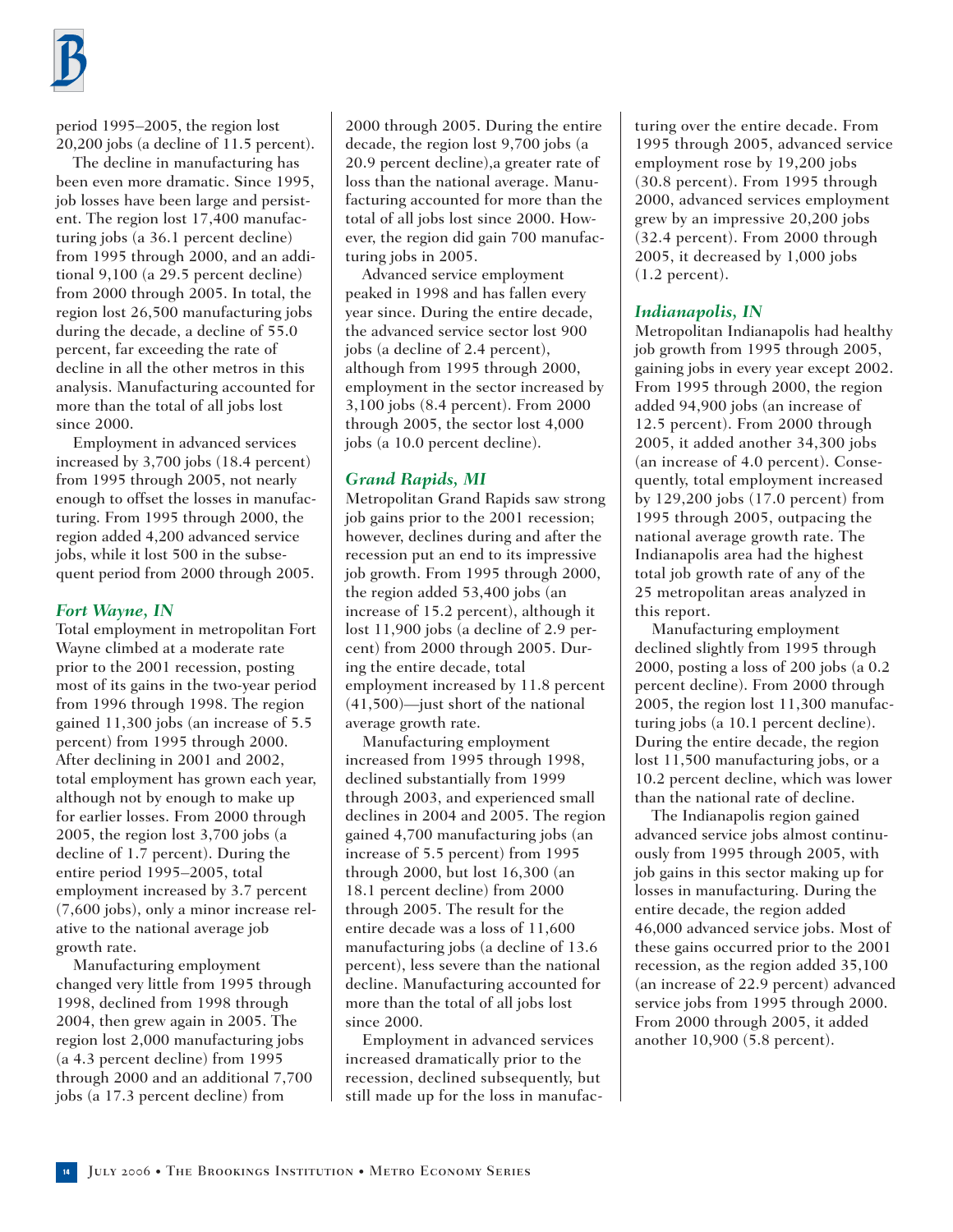period 1995–2005, the region lost 20,200 jobs (a decline of 11.5 percent).

The decline in manufacturing has been even more dramatic. Since 1995, job losses have been large and persistent. The region lost 17,400 manufacturing jobs (a 36.1 percent decline) from 1995 through 2000, and an additional 9,100 (a 29.5 percent decline) from 2000 through 2005. In total, the region lost 26,500 manufacturing jobs during the decade, a decline of 55.0 percent, far exceeding the rate of decline in all the other metros in this analysis. Manufacturing accounted for more than the total of all jobs lost since 2000.

Employment in advanced services increased by 3,700 jobs (18.4 percent) from 1995 through 2005, not nearly enough to offset the losses in manufacturing. From 1995 through 2000, the region added 4,200 advanced service jobs, while it lost 500 in the subsequent period from 2000 through 2005.

### *Fort Wayne, IN*

Total employment in metropolitan Fort Wayne climbed at a moderate rate prior to the 2001 recession, posting most of its gains in the two-year period from 1996 through 1998. The region gained 11,300 jobs (an increase of 5.5 percent) from 1995 through 2000. After declining in 2001 and 2002, total employment has grown each year, although not by enough to make up for earlier losses. From 2000 through 2005, the region lost 3,700 jobs (a decline of 1.7 percent). During the entire period 1995–2005, total employment increased by 3.7 percent (7,600 jobs), only a minor increase relative to the national average job growth rate.

Manufacturing employment changed very little from 1995 through 1998, declined from 1998 through 2004, then grew again in 2005. The region lost 2,000 manufacturing jobs (a 4.3 percent decline) from 1995 through 2000 and an additional 7,700 jobs (a 17.3 percent decline) from 2000 through 2005. During the entire decade, the region lost 9,700 jobs (a 20.9 percent decline),a greater rate of loss than the national average. Manufacturing accounted for more than the total of all jobs lost since 2000. However, the region did gain 700 manufacturing jobs in 2005.

Advanced service employment peaked in 1998 and has fallen every year since. During the entire decade, the advanced service sector lost 900 jobs (a decline of 2.4 percent), although from 1995 through 2000, employment in the sector increased by 3,100 jobs (8.4 percent). From 2000 through 2005, the sector lost 4,000 jobs (a 10.0 percent decline).

### *Grand Rapids, MI*

Metropolitan Grand Rapids saw strong job gains prior to the 2001 recession; however, declines during and after the recession put an end to its impressive job growth. From 1995 through 2000, the region added 53,400 jobs (an increase of 15.2 percent), although it lost 11,900 jobs (a decline of 2.9 percent) from 2000 through 2005. During the entire decade, total employment increased by 11.8 percent (41,500)—just short of the national average growth rate.

Manufacturing employment increased from 1995 through 1998, declined substantially from 1999 through 2003, and experienced small declines in 2004 and 2005. The region gained 4,700 manufacturing jobs (an increase of 5.5 percent) from 1995 through 2000, but lost 16,300 (an 18.1 percent decline) from 2000 through 2005. The result for the entire decade was a loss of 11,600 manufacturing jobs (a decline of 13.6 percent), less severe than the national decline. Manufacturing accounted for more than the total of all jobs lost since 2000.

Employment in advanced services increased dramatically prior to the recession, declined subsequently, but still made up for the loss in manufacturing over the entire decade. From 1995 through 2005, advanced service employment rose by 19,200 jobs (30.8 percent). From 1995 through 2000, advanced services employment grew by an impressive 20,200 jobs (32.4 percent). From 2000 through 2005, it decreased by 1,000 jobs (1.2 percent).

### *Indianapolis, IN*

Metropolitan Indianapolis had healthy job growth from 1995 through 2005, gaining jobs in every year except 2002. From 1995 through 2000, the region added 94,900 jobs (an increase of 12.5 percent). From 2000 through 2005, it added another 34,300 jobs (an increase of 4.0 percent). Consequently, total employment increased by 129,200 jobs (17.0 percent) from 1995 through 2005, outpacing the national average growth rate. The Indianapolis area had the highest total job growth rate of any of the 25 metropolitan areas analyzed in this report.

Manufacturing employment declined slightly from 1995 through 2000, posting a loss of 200 jobs (a 0.2 percent decline). From 2000 through 2005, the region lost 11,300 manufacturing jobs (a 10.1 percent decline). During the entire decade, the region lost 11,500 manufacturing jobs, or a 10.2 percent decline, which was lower than the national rate of decline.

The Indianapolis region gained advanced service jobs almost continuously from 1995 through 2005, with job gains in this sector making up for losses in manufacturing. During the entire decade, the region added 46,000 advanced service jobs. Most of these gains occurred prior to the 2001 recession, as the region added 35,100 (an increase of 22.9 percent) advanced service jobs from 1995 through 2000. From 2000 through 2005, it added another 10,900 (5.8 percent).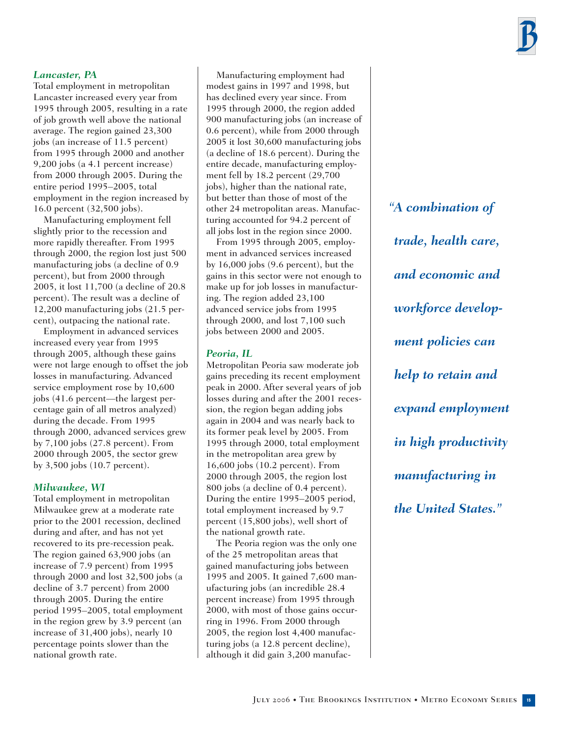### *Lancaster, PA*

Total employment in metropolitan Lancaster increased every year from 1995 through 2005, resulting in a rate of job growth well above the national average. The region gained 23,300 jobs (an increase of 11.5 percent) from 1995 through 2000 and another 9,200 jobs (a 4.1 percent increase) from 2000 through 2005. During the entire period 1995–2005, total employment in the region increased by 16.0 percent (32,500 jobs).

Manufacturing employment fell slightly prior to the recession and more rapidly thereafter. From 1995 through 2000, the region lost just 500 manufacturing jobs (a decline of 0.9 percent), but from 2000 through 2005, it lost 11,700 (a decline of 20.8 percent). The result was a decline of 12,200 manufacturing jobs (21.5 percent), outpacing the national rate.

Employment in advanced services increased every year from 1995 through 2005, although these gains were not large enough to offset the job losses in manufacturing. Advanced service employment rose by 10,600 jobs (41.6 percent—the largest percentage gain of all metros analyzed) during the decade. From 1995 through 2000, advanced services grew by 7,100 jobs (27.8 percent). From 2000 through 2005, the sector grew by 3,500 jobs (10.7 percent).

### *Milwaukee, WI*

Total employment in metropolitan Milwaukee grew at a moderate rate prior to the 2001 recession, declined during and after, and has not yet recovered to its pre-recession peak. The region gained 63,900 jobs (an increase of 7.9 percent) from 1995 through 2000 and lost 32,500 jobs (a decline of 3.7 percent) from 2000 through 2005. During the entire period 1995–2005, total employment in the region grew by 3.9 percent (an increase of 31,400 jobs), nearly 10 percentage points slower than the national growth rate.

Manufacturing employment had modest gains in 1997 and 1998, but has declined every year since. From 1995 through 2000, the region added 900 manufacturing jobs (an increase of 0.6 percent), while from 2000 through 2005 it lost 30,600 manufacturing jobs (a decline of 18.6 percent). During the entire decade, manufacturing employment fell by 18.2 percent (29,700 jobs), higher than the national rate, but better than those of most of the other 24 metropolitan areas. Manufacturing accounted for 94.2 percent of all jobs lost in the region since 2000.

From 1995 through 2005, employment in advanced services increased by 16,000 jobs (9.6 percent), but the gains in this sector were not enough to make up for job losses in manufacturing. The region added 23,100 advanced service jobs from 1995 through 2000, and lost 7,100 such jobs between 2000 and 2005.

### *Peoria, IL*

Metropolitan Peoria saw moderate job gains preceding its recent employment peak in 2000. After several years of job losses during and after the 2001 recession, the region began adding jobs again in 2004 and was nearly back to its former peak level by 2005. From 1995 through 2000, total employment in the metropolitan area grew by 16,600 jobs (10.2 percent). From 2000 through 2005, the region lost 800 jobs (a decline of 0.4 percent). During the entire 1995–2005 period, total employment increased by 9.7 percent (15,800 jobs), well short of the national growth rate.

The Peoria region was the only one of the 25 metropolitan areas that gained manufacturing jobs between 1995 and 2005. It gained 7,600 manufacturing jobs (an incredible 28.4 percent increase) from 1995 through 2000, with most of those gains occurring in 1996. From 2000 through 2005, the region lost 4,400 manufacturing jobs (a 12.8 percent decline), although it did gain 3,200 manufac-

> ***"A combination of trade, health care, and economic and workforce development policies can help to retain and expand employment in high productivity manufacturing in the United States."***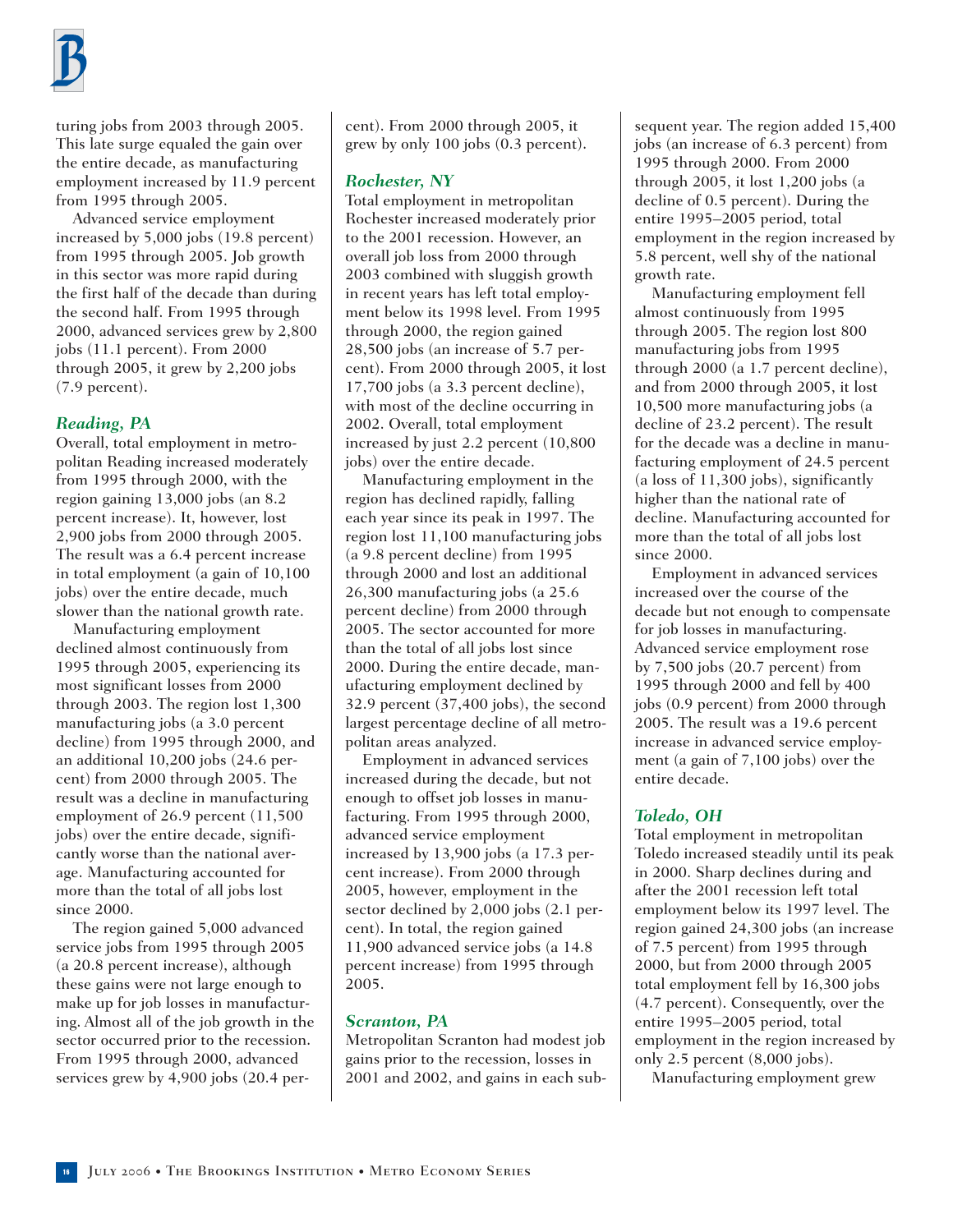turing jobs from 2003 through 2005. This late surge equaled the gain over the entire decade, as manufacturing employment increased by 11.9 percent from 1995 through 2005.

Advanced service employment increased by 5,000 jobs (19.8 percent) from 1995 through 2005. Job growth in this sector was more rapid during the first half of the decade than during the second half. From 1995 through 2000, advanced services grew by 2,800 jobs (11.1 percent). From 2000 through 2005, it grew by 2,200 jobs (7.9 percent).

### *Reading, PA*

Overall, total employment in metropolitan Reading increased moderately from 1995 through 2000, with the region gaining 13,000 jobs (an 8.2 percent increase). It, however, lost 2,900 jobs from 2000 through 2005. The result was a 6.4 percent increase in total employment (a gain of 10,100 jobs) over the entire decade, much slower than the national growth rate.

Manufacturing employment declined almost continuously from 1995 through 2005, experiencing its most significant losses from 2000 through 2003. The region lost 1,300 manufacturing jobs (a 3.0 percent decline) from 1995 through 2000, and an additional 10,200 jobs (24.6 percent) from 2000 through 2005. The result was a decline in manufacturing employment of 26.9 percent (11,500 jobs) over the entire decade, significantly worse than the national average. Manufacturing accounted for more than the total of all jobs lost since 2000.

The region gained 5,000 advanced service jobs from 1995 through 2005 (a 20.8 percent increase), although these gains were not large enough to make up for job losses in manufacturing. Almost all of the job growth in the sector occurred prior to the recession. From 1995 through 2000, advanced services grew by 4,900 jobs (20.4 percent). From 2000 through 2005, it grew by only 100 jobs (0.3 percent).

### *Rochester, NY*

Total employment in metropolitan Rochester increased moderately prior to the 2001 recession. However, an overall job loss from 2000 through 2003 combined with sluggish growth in recent years has left total employment below its 1998 level. From 1995 through 2000, the region gained 28,500 jobs (an increase of 5.7 percent). From 2000 through 2005, it lost 17,700 jobs (a 3.3 percent decline), with most of the decline occurring in 2002. Overall, total employment increased by just 2.2 percent (10,800 jobs) over the entire decade.

Manufacturing employment in the region has declined rapidly, falling each year since its peak in 1997. The region lost 11,100 manufacturing jobs (a 9.8 percent decline) from 1995 through 2000 and lost an additional 26,300 manufacturing jobs (a 25.6 percent decline) from 2000 through 2005. The sector accounted for more than the total of all jobs lost since 2000. During the entire decade, manufacturing employment declined by 32.9 percent (37,400 jobs), the second largest percentage decline of all metropolitan areas analyzed.

Employment in advanced services increased during the decade, but not enough to offset job losses in manufacturing. From 1995 through 2000, advanced service employment increased by 13,900 jobs (a 17.3 percent increase). From 2000 through 2005, however, employment in the sector declined by 2,000 jobs (2.1 percent). In total, the region gained 11,900 advanced service jobs (a 14.8 percent increase) from 1995 through 2005.

### *Scranton, PA*

Metropolitan Scranton had modest job gains prior to the recession, losses in 2001 and 2002, and gains in each subsequent year. The region added 15,400 jobs (an increase of 6.3 percent) from 1995 through 2000. From 2000 through 2005, it lost 1,200 jobs (a decline of 0.5 percent). During the entire 1995–2005 period, total employment in the region increased by 5.8 percent, well shy of the national growth rate.

Manufacturing employment fell almost continuously from 1995 through 2005. The region lost 800 manufacturing jobs from 1995 through 2000 (a 1.7 percent decline), and from 2000 through 2005, it lost 10,500 more manufacturing jobs (a decline of 23.2 percent). The result for the decade was a decline in manufacturing employment of 24.5 percent (a loss of 11,300 jobs), significantly higher than the national rate of decline. Manufacturing accounted for more than the total of all jobs lost since 2000.

Employment in advanced services increased over the course of the decade but not enough to compensate for job losses in manufacturing. Advanced service employment rose by 7,500 jobs (20.7 percent) from 1995 through 2000 and fell by 400 jobs (0.9 percent) from 2000 through 2005. The result was a 19.6 percent increase in advanced service employment (a gain of 7,100 jobs) over the entire decade.

### *Toledo, OH*

Total employment in metropolitan Toledo increased steadily until its peak in 2000. Sharp declines during and after the 2001 recession left total employment below its 1997 level. The region gained 24,300 jobs (an increase of 7.5 percent) from 1995 through 2000, but from 2000 through 2005 total employment fell by 16,300 jobs (4.7 percent). Consequently, over the entire 1995–2005 period, total employment in the region increased by only 2.5 percent (8,000 jobs).

Manufacturing employment grew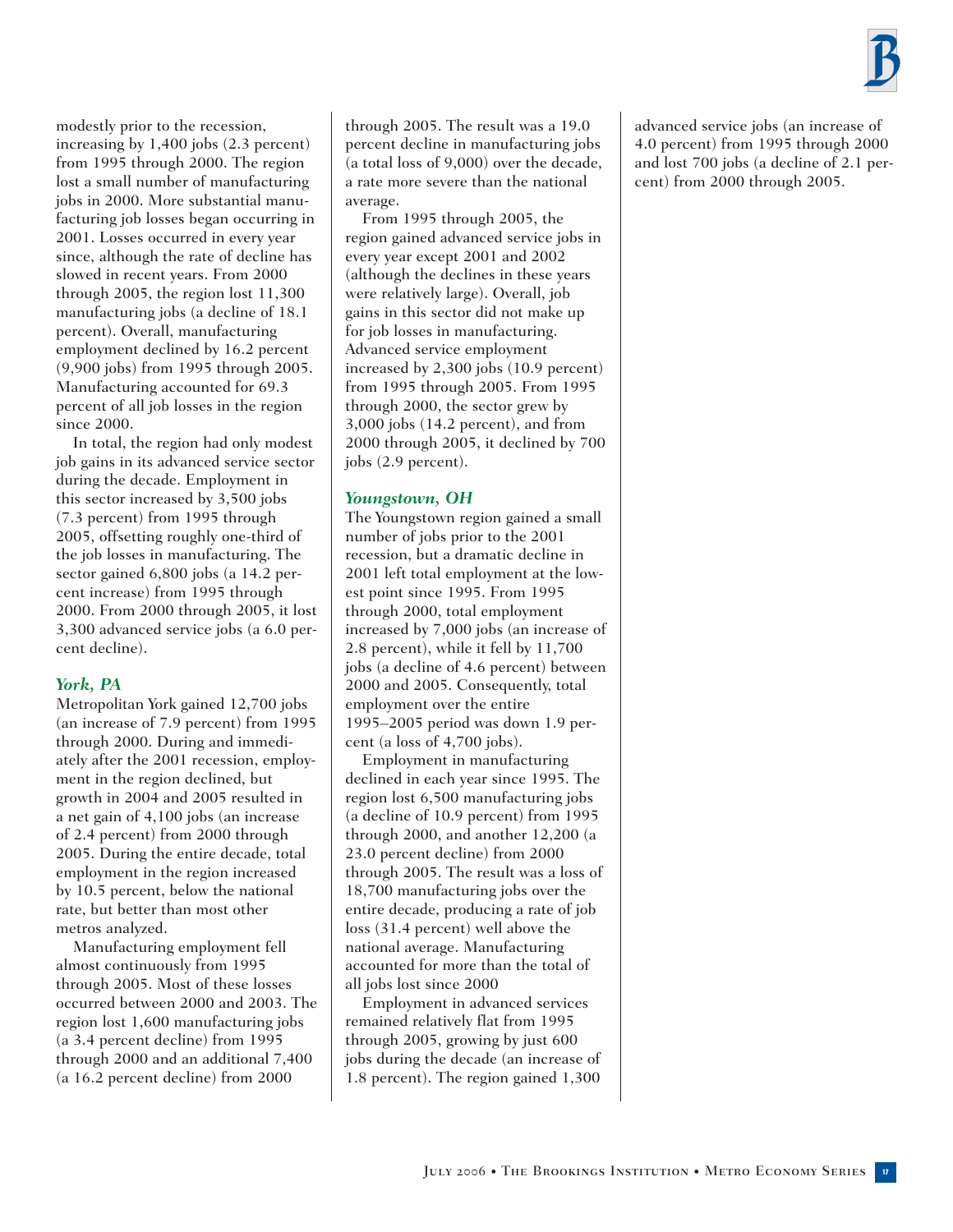modestly prior to the recession, increasing by 1,400 jobs (2.3 percent) from 1995 through 2000. The region lost a small number of manufacturing jobs in 2000. More substantial manufacturing job losses began occurring in 2001. Losses occurred in every year since, although the rate of decline has slowed in recent years. From 2000 through 2005, the region lost 11,300 manufacturing jobs (a decline of 18.1 percent). Overall, manufacturing employment declined by 16.2 percent (9,900 jobs) from 1995 through 2005. Manufacturing accounted for 69.3 percent of all job losses in the region since 2000.

In total, the region had only modest job gains in its advanced service sector during the decade. Employment in this sector increased by 3,500 jobs (7.3 percent) from 1995 through 2005, offsetting roughly one-third of the job losses in manufacturing. The sector gained 6,800 jobs (a 14.2 percent increase) from 1995 through 2000. From 2000 through 2005, it lost 3,300 advanced service jobs (a 6.0 percent decline).

### *York, PA*

Metropolitan York gained 12,700 jobs (an increase of 7.9 percent) from 1995 through 2000. During and immediately after the 2001 recession, employment in the region declined, but growth in 2004 and 2005 resulted in a net gain of 4,100 jobs (an increase of 2.4 percent) from 2000 through 2005. During the entire decade, total employment in the region increased by 10.5 percent, below the national rate, but better than most other metros analyzed.

Manufacturing employment fell almost continuously from 1995 through 2005. Most of these losses occurred between 2000 and 2003. The region lost 1,600 manufacturing jobs (a 3.4 percent decline) from 1995 through 2000 and an additional 7,400 (a 16.2 percent decline) from 2000 through 2005. The result was a 19.0 percent decline in manufacturing jobs (a total loss of 9,000) over the decade, a rate more severe than the national average.

From 1995 through 2005, the region gained advanced service jobs in every year except 2001 and 2002 (although the declines in these years were relatively large). Overall, job gains in this sector did not make up for job losses in manufacturing. Advanced service employment increased by 2,300 jobs (10.9 percent) from 1995 through 2005. From 1995 through 2000, the sector grew by 3,000 jobs (14.2 percent), and from 2000 through 2005, it declined by 700 jobs (2.9 percent).

### *Youngstown, OH*

The Youngstown region gained a small number of jobs prior to the 2001 recession, but a dramatic decline in 2001 left total employment at the lowest point since 1995. From 1995 through 2000, total employment increased by 7,000 jobs (an increase of 2.8 percent), while it fell by 11,700 jobs (a decline of 4.6 percent) between 2000 and 2005. Consequently, total employment over the entire 1995–2005 period was down 1.9 percent (a loss of 4,700 jobs).

Employment in manufacturing declined in each year since 1995. The region lost 6,500 manufacturing jobs (a decline of 10.9 percent) from 1995 through 2000, and another 12,200 (a 23.0 percent decline) from 2000 through 2005. The result was a loss of 18,700 manufacturing jobs over the entire decade, producing a rate of job loss (31.4 percent) well above the national average. Manufacturing accounted for more than the total of all jobs lost since 2000

Employment in advanced services remained relatively flat from 1995 through 2005, growing by just 600 jobs during the decade (an increase of 1.8 percent). The region gained 1,300 advanced service jobs (an increase of 4.0 percent) from 1995 through 2000 and lost 700 jobs (a decline of 2.1 percent) from 2000 through 2005.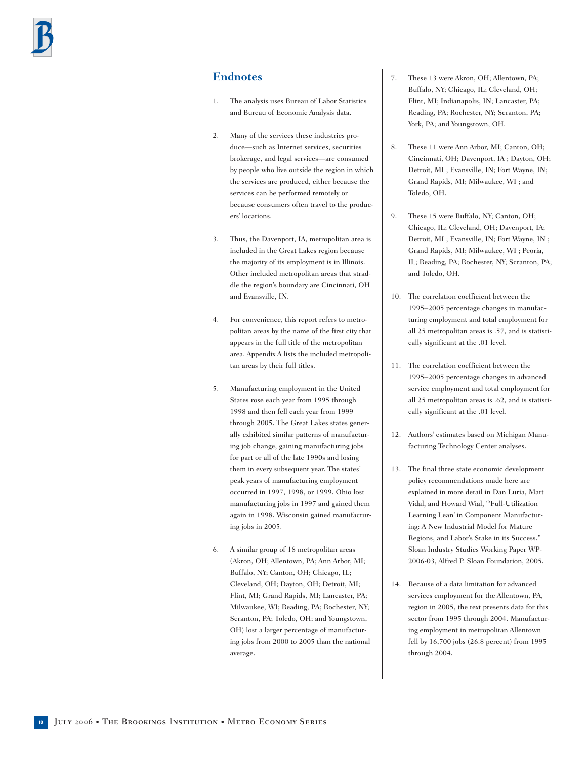## Endnotes

1. The analysis uses Bureau of Labor Statistics and Bureau of Economic Analysis data.

2. Many of the services these industries produce—such as Internet services, securities brokerage, and legal services—are consumed by people who live outside the region in which the services are produced, either because the services can be performed remotely or because consumers often travel to the producers' locations.

3. Thus, the Davenport, IA, metropolitan area is included in the Great Lakes region because the majority of its employment is in Illinois. Other included metropolitan areas that straddle the region's boundary are Cincinnati, OH and Evansville, IN.

4. For convenience, this report refers to metropolitan areas by the name of the first city that appears in the full title of the metropolitan area. Appendix A lists the included metropolitan areas by their full titles.

5. Manufacturing employment in the United States rose each year from 1995 through 1998 and then fell each year from 1999 through 2005. The Great Lakes states generally exhibited similar patterns of manufacturing job change, gaining manufacturing jobs for part or all of the late 1990s and losing them in every subsequent year. The states' peak years of manufacturing employment occurred in 1997, 1998, or 1999. Ohio lost manufacturing jobs in 1997 and gained them again in 1998. Wisconsin gained manufacturing jobs in 2005.

6. A similar group of 18 metropolitan areas (Akron, OH; Allentown, PA; Ann Arbor, MI; Buffalo, NY; Canton, OH; Chicago, IL; Cleveland, OH; Dayton, OH; Detroit, MI; Flint, MI; Grand Rapids, MI; Lancaster, PA; Milwaukee, WI; Reading, PA; Rochester, NY; Scranton, PA; Toledo, OH; and Youngstown, OH) lost a larger percentage of manufacturing jobs from 2000 to 2005 than the national average.

7. These 13 were Akron, OH; Allentown, PA; Buffalo, NY; Chicago, IL; Cleveland, OH; Flint, MI; Indianapolis, IN; Lancaster, PA; Reading, PA; Rochester, NY; Scranton, PA; York, PA; and Youngstown, OH.

8. These 11 were Ann Arbor, MI; Canton, OH; Cincinnati, OH; Davenport, IA ; Dayton, OH; Detroit, MI ; Evansville, IN; Fort Wayne, IN; Grand Rapids, MI; Milwaukee, WI ; and Toledo, OH.

9. These 15 were Buffalo, NY; Canton, OH; Chicago, IL; Cleveland, OH; Davenport, IA; Detroit, MI ; Evansville, IN; Fort Wayne, IN ; Grand Rapids, MI; Milwaukee, WI ; Peoria, IL; Reading, PA; Rochester, NY; Scranton, PA; and Toledo, OH.

10. The correlation coefficient between the 1995–2005 percentage changes in manufacturing employment and total employment for all 25 metropolitan areas is .57, and is statistically significant at the .01 level.

11. The correlation coefficient between the 1995–2005 percentage changes in advanced service employment and total employment for all 25 metropolitan areas is .62, and is statistically significant at the .01 level.

12. Authors' estimates based on Michigan Manufacturing Technology Center analyses.

13. The final three state economic development policy recommendations made here are explained in more detail in Dan Luria, Matt Vidal, and Howard Wial, "'Full-Utilization Learning Lean' in Component Manufacturing: A New Industrial Model for Mature Regions, and Labor's Stake in its Success." Sloan Industry Studies Working Paper WP-2006-03, Alfred P. Sloan Foundation, 2005.

14. Because of a data limitation for advanced services employment for the Allentown, PA, region in 2005, the text presents data for this sector from 1995 through 2004. Manufacturing employment in metropolitan Allentown fell by 16,700 jobs (26.8 percent) from 1995 through 2004.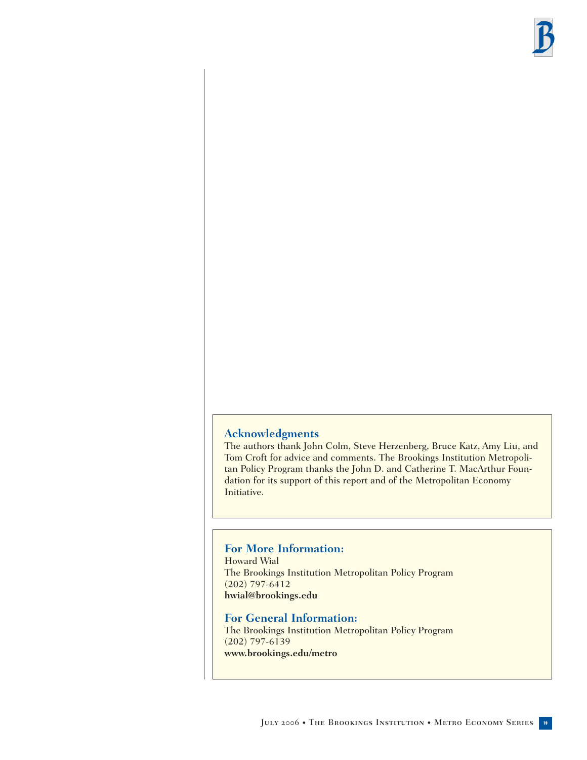## Acknowledgments

The authors thank John Colm, Steve Herzenberg, Bruce Katz, Amy Liu, and Tom Croft for advice and comments. The Brookings Institution Metropolitan Policy Program thanks the John D. and Catherine T. MacArthur Foundation for its support of this report and of the Metropolitan Economy Initiative.

## For More Information:

Howard Wial
The Brookings Institution Metropolitan Policy Program
(202) 797-6412
**hwial@brookings.edu**

## For General Information:

The Brookings Institution Metropolitan Policy Program
(202) 797-6139
**www.brookings.edu/metro**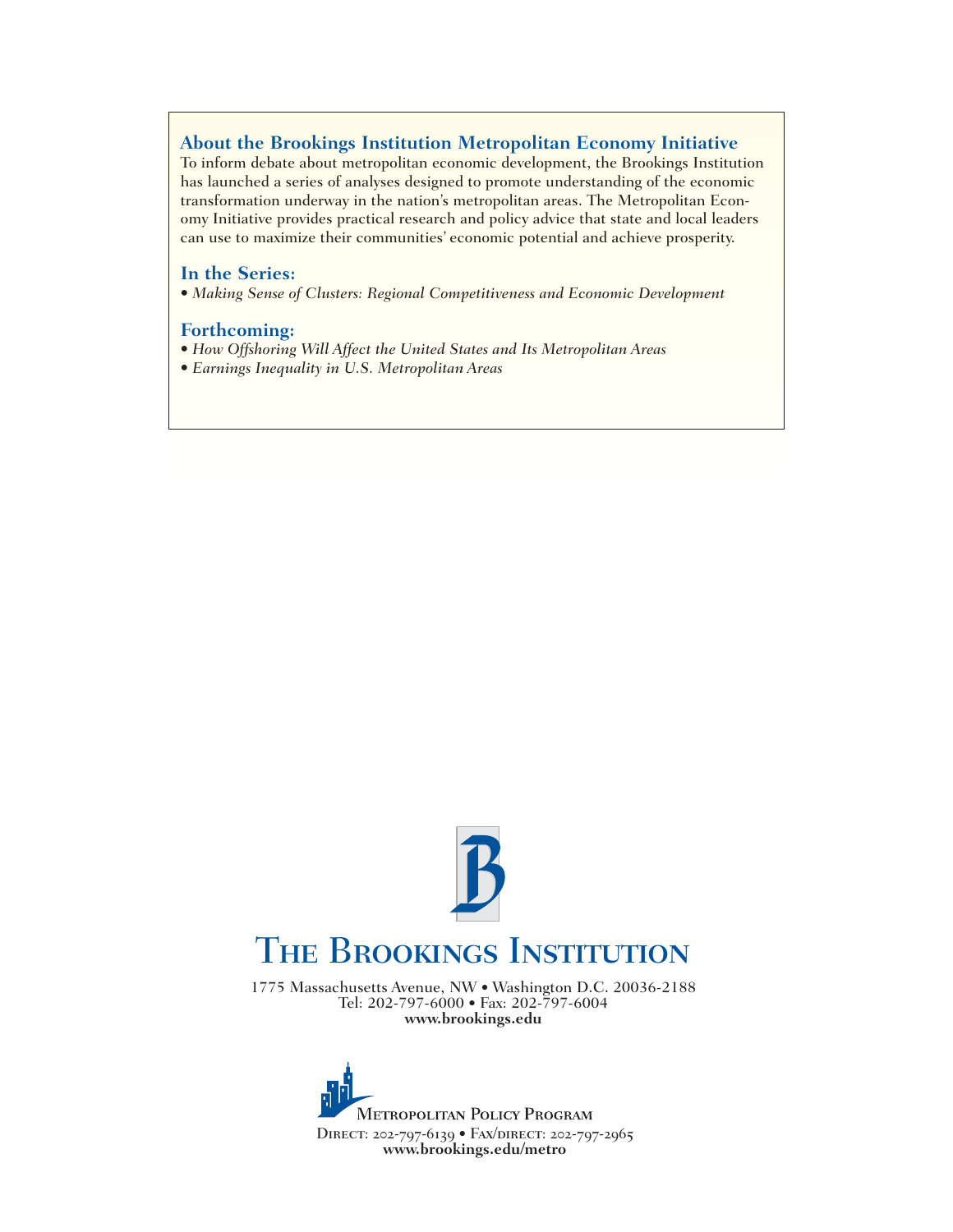## About the Brookings Institution Metropolitan Economy Initiative

To inform debate about metropolitan economic development, the Brookings Institution has launched a series of analyses designed to promote understanding of the economic transformation underway in the nation's metropolitan areas. The Metropolitan Economy Initiative provides practical research and policy advice that state and local leaders can use to maximize their communities' economic potential and achieve prosperity.

### In the Series:

- *Making Sense of Clusters: Regional Competitiveness and Economic Development*

### Forthcoming:

- *How Offshoring Will Affect the United States and Its Metropolitan Areas*
- *Earnings Inequality in U.S. Metropolitan Areas*

# The Brookings Institution

1775 Massachusetts Avenue, NW • Washington D.C. 20036-2188
Tel: 202-797-6000 • Fax: 202-797-6004
**www.brookings.edu**

## Metropolitan Policy Program

Direct: 202-797-6139 • Fax/direct: 202-797-2965
**www.brookings.edu/metro**